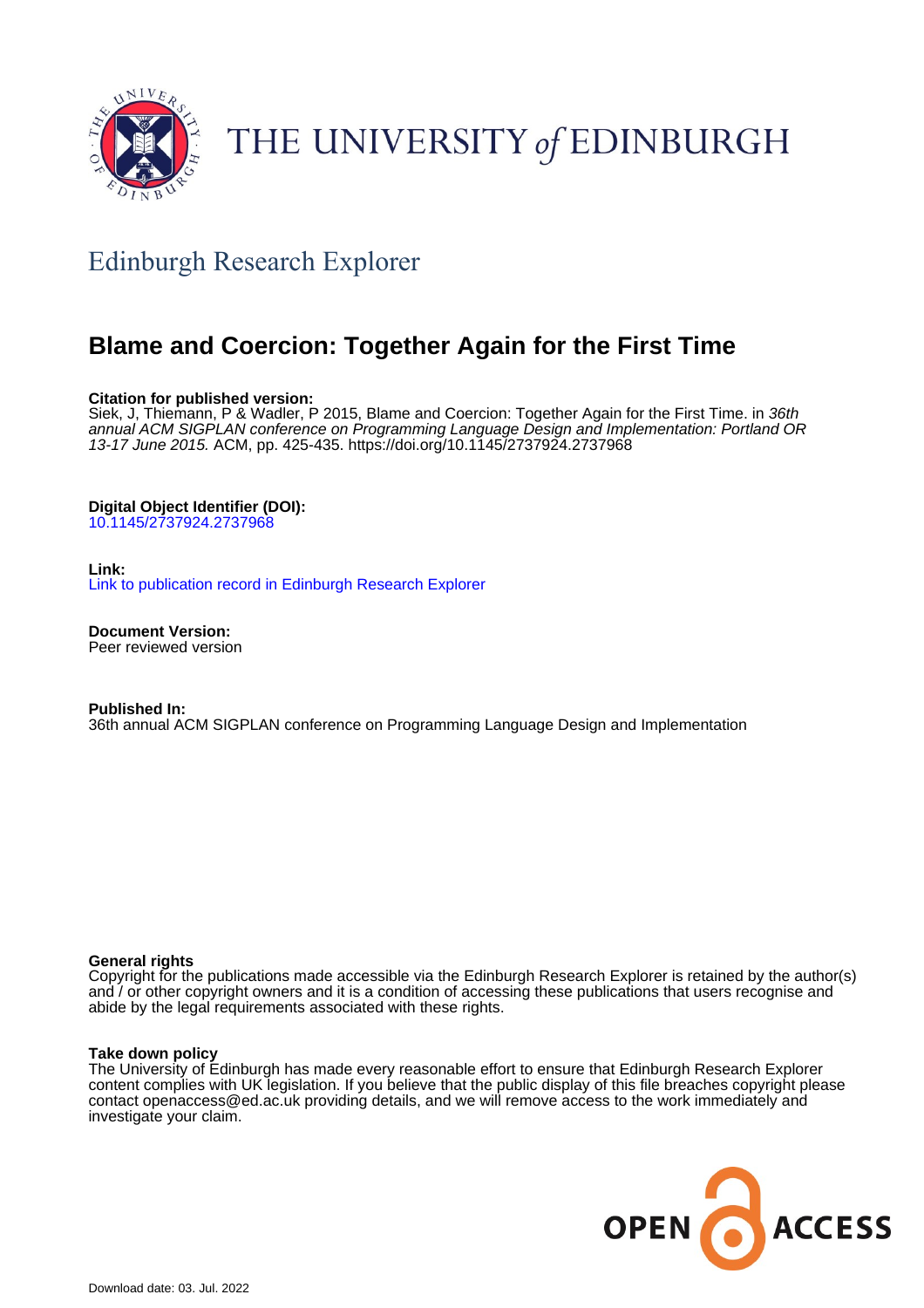THE UNIVERSITY *of* EDINBURGH

## Edinburgh Research Explorer

# Blame and Coercion: Together Again for the First Time

**Citation for published version:**
Siek, J, Thiemann, P & Wadler, P 2015, Blame and Coercion: Together Again for the First Time. in *36th annual ACM SIGPLAN conference on Programming Language Design and Implementation: Portland OR 13-17 June 2015.* ACM, pp. 425-435. https://doi.org/10.1145/2737924.2737968

**Digital Object Identifier (DOI):**
10.1145/2737924.2737968

**Link:**
Link to publication record in Edinburgh Research Explorer

**Document Version:**
Peer reviewed version

**Published In:**
36th annual ACM SIGPLAN conference on Programming Language Design and Implementation

**General rights**
Copyright for the publications made accessible via the Edinburgh Research Explorer is retained by the author(s) and / or other copyright owners and it is a condition of accessing these publications that users recognise and abide by the legal requirements associated with these rights.

**Take down policy**
The University of Edinburgh has made every reasonable effort to ensure that Edinburgh Research Explorer content complies with UK legislation. If you believe that the public display of this file breaches copyright please contact openaccess@ed.ac.uk providing details, and we will remove access to the work immediately and investigate your claim.

OPEN ACCESS

Download date: 03. Jul. 2022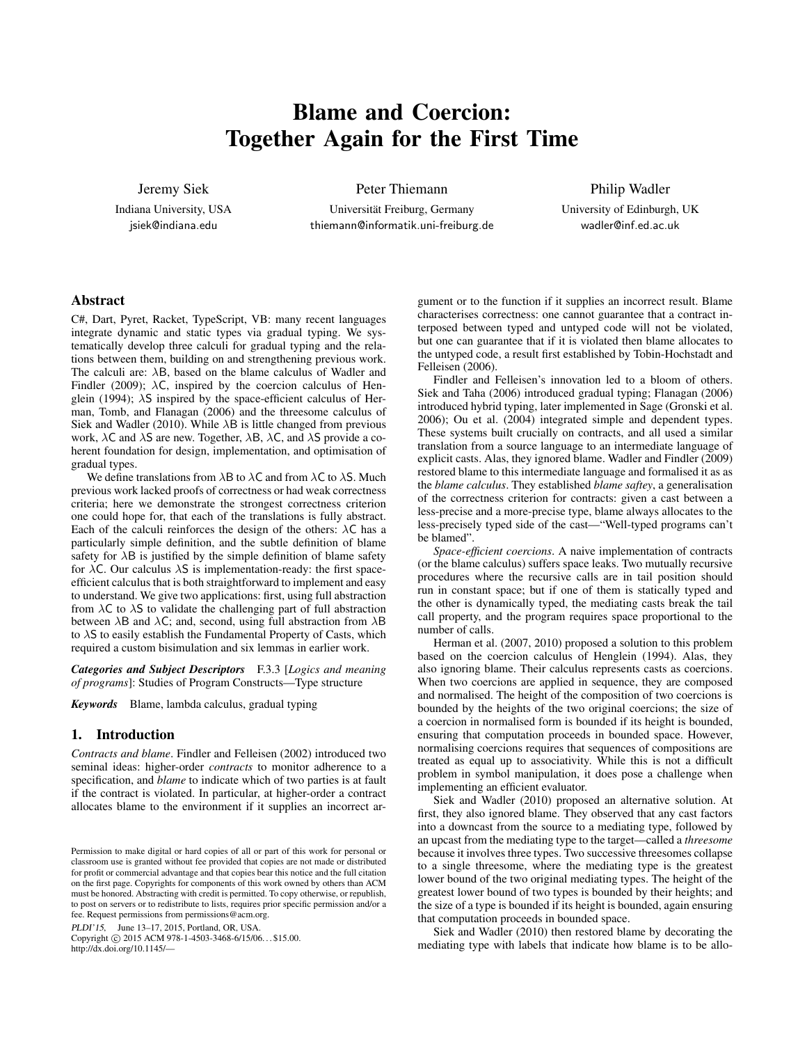# Blame and Coercion: Together Again for the First Time

Jeremy Siek
Indiana University, USA
jsiek@indiana.edu

Peter Thiemann
Universität Freiburg, Germany
thiemann@informatik.uni-freiburg.de

Philip Wadler
University of Edinburgh, UK
wadler@inf.ed.ac.uk

## Abstract

C#, Dart, Pyret, Racket, TypeScript, VB: many recent languages integrate dynamic and static types via gradual typing. We systematically develop three calculi for gradual typing and the relations between them, building on and strengthening previous work. The calculi are: λB, based on the blame calculus of Wadler and Findler (2009); λC, inspired by the coercion calculus of Henglein (1994); λS inspired by the space-efficient calculus of Herman, Tomb, and Flanagan (2006) and the threesome calculus of Siek and Wadler (2010). While λB is little changed from previous work, λC and λS are new. Together, λB, λC, and λS provide a coherent foundation for design, implementation, and optimisation of gradual types.

We define translations from λB to λC and from λC to λS. Much previous work lacked proofs of correctness or had weak correctness criteria; here we demonstrate the strongest correctness criterion one could hope for, that each of the translations is fully abstract. Each of the calculi reinforces the design of the others: λC has a particularly simple definition, and the subtle definition of blame safety for λB is justified by the simple definition of blame safety for λC. Our calculus λS is implementation-ready: the first space-efficient calculus that is both straightforward to implement and easy to understand. We give two applications: first, using full abstraction from λC to λS to validate the challenging part of full abstraction between λB and λC; and, second, using full abstraction from λB to λS to easily establish the Fundamental Property of Casts, which required a custom bisimulation and six lemmas in earlier work.

***Categories and Subject Descriptors*** F.3.3 [*Logics and meaning of programs*]: Studies of Program Constructs—Type structure

***Keywords*** Blame, lambda calculus, gradual typing

## 1. Introduction

*Contracts and blame*. Findler and Felleisen (2002) introduced two seminal ideas: higher-order *contracts* to monitor adherence to a specification, and *blame* to indicate which of two parties is at fault if the contract is violated. In particular, at higher-order a contract allocates blame to the environment if it supplies an incorrect argument or to the function if it supplies an incorrect result. Blame characterises correctness: one cannot guarantee that a contract interposed between typed and untyped code will not be violated, but one can guarantee that if it is violated then blame allocates to the untyped code, a result first established by Tobin-Hochstadt and Felleisen (2006).

Findler and Felleisen's innovation led to a bloom of others. Siek and Taha (2006) introduced gradual typing; Flanagan (2006) introduced hybrid typing, later implemented in Sage (Gronski et al. 2006); Ou et al. (2004) integrated simple and dependent types. These systems built crucially on contracts, and all used a similar translation from a source language to an intermediate language of explicit casts. Alas, they ignored blame. Wadler and Findler (2009) restored blame to this intermediate language and formalised it as the *blame calculus*. They established *blame saftey*, a generalisation of the correctness criterion for contracts: given a cast between a less-precise and a more-precise type, blame always allocates to the less-precisely typed side of the cast—"Well-typed programs can't be blamed".

*Space-efficient coercions*. A naive implementation of contracts (or the blame calculus) suffers space leaks. Two mutually recursive procedures where the recursive calls are in tail position should run in constant space; but if one of them is statically typed and the other is dynamically typed, the mediating casts break the tail call property, and the program requires space proportional to the number of calls.

Herman et al. (2007, 2010) proposed a solution to this problem based on the coercion calculus of Henglein (1994). Alas, they also ignoring blame. Their calculus represents casts as coercions. When two coercions are applied in sequence, they are composed and normalised. The height of the composition of two coercions is bounded by the heights of the two original coercions; the size of a coercion in normalised form is bounded if its height is bounded, ensuring that computation proceeds in bounded space. However, normalising coercions requires that sequences of compositions are treated as equal up to associativity. While this is not a difficult problem in symbol manipulation, it does pose a challenge when implementing an efficient evaluator.

Siek and Wadler (2010) proposed an alternative solution. At first, they also ignored blame. They observed that any cast factors into a downcast from the source to a mediating type, followed by an upcast from the mediating type to the target—called a *threesome* because it involves three types. Two successive threesomes collapse to a single threesome, where the mediating type is the greatest lower bound of the two original mediating types. The height of the greatest lower bound of two types is bounded by their heights; and the size of a type is bounded if its height is bounded, again ensuring that computation proceeds in bounded space.

Siek and Wadler (2010) then restored blame by decorating the mediating type with labels that indicate how blame is to be allo-

Permission to make digital or hard copies of all or part of this work for personal or classroom use is granted without fee provided that copies are not made or distributed for profit or commercial advantage and that copies bear this notice and the full citation on the first page. Copyrights for components of this work owned by others than ACM must be honored. Abstracting with credit is permitted. To copy otherwise, or republish, to post on servers or to redistribute to lists, requires prior specific permission and/or a fee. Request permissions from permissions@acm.org.

*PLDI'15*, June 13–17, 2015, Portland, OR, USA.
Copyright © 2015 ACM 978-1-4503-3468-6/15/06…$15.00.
http://dx.doi.org/10.1145/—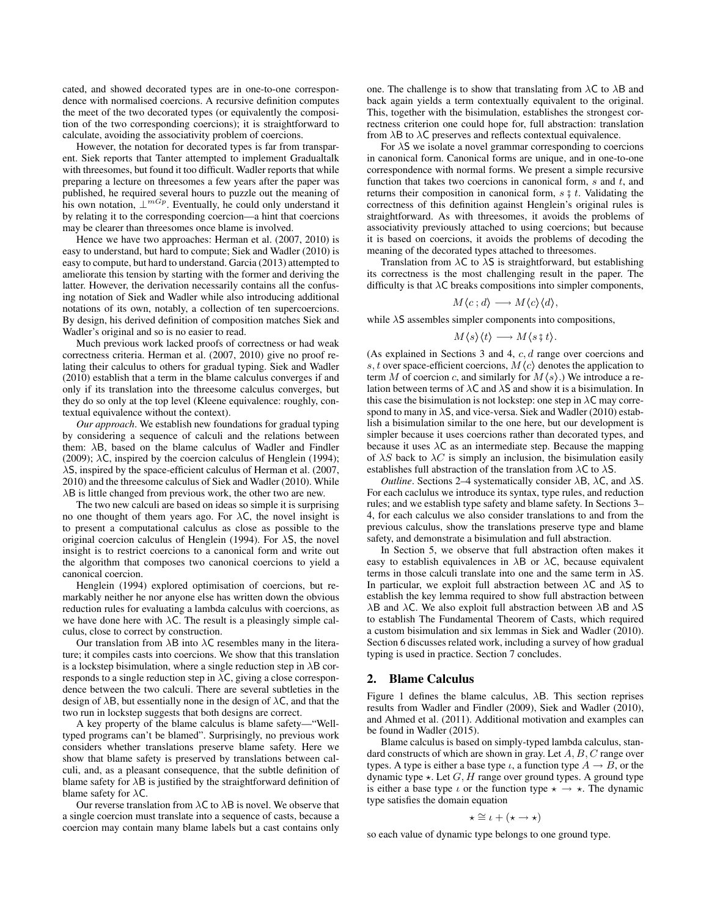cated, and showed decorated types are in one-to-one correspondence with normalised coercions. A recursive definition computes the meet of the two decorated types (or equivalently the composition of the two corresponding coercions); it is straightforward to calculate, avoiding the associativity problem of coercions.

However, the notation for decorated types is far from transparent. Siek reports that Tanter attempted to implement Gradualtalk with threesomes, but found it too difficult. Wadler reports that while preparing a lecture on threesomes a few years after the paper was published, he required several hours to puzzle out the meaning of his own notation, $\perp^{mGp}$. Eventually, he could only understand it by relating it to the corresponding coercion—a hint that coercions may be clearer than threesomes once blame is involved.

Hence we have two approaches: Herman et al. (2007, 2010) is easy to understand, but hard to compute; Siek and Wadler (2010) is easy to compute, but hard to understand. Garcia (2013) attempted to ameliorate this tension by starting with the former and deriving the latter. However, the derivation necessarily contains all the confusing notation of Siek and Wadler while also introducing additional notations of its own, notably, a collection of ten supercoercions. By design, his derived definition of composition matches Siek and Wadler's original and so is no easier to read.

Much previous work lacked proofs of correctness or had weak correctness criteria. Herman et al. (2007, 2010) give no proof relating their calculus to others for gradual typing. Siek and Wadler (2010) establish that a term in the blame calculus converges if and only if its translation into the threesome calculus converges, but they do so only at the top level (Kleene equivalence: roughly, contextual equivalence without the context).

*Our approach*. We establish new foundations for gradual typing by considering a sequence of calculi and the relations between them: λB, based on the blame calculus of Wadler and Findler (2009); λC, inspired by the coercion calculus of Henglein (1994); λS, inspired by the space-efficient calculus of Herman et al. (2007, 2010) and the threesome calculus of Siek and Wadler (2010). While λB is little changed from previous work, the other two are new.

The two new calculi are based on ideas so simple it is surprising no one thought of them years ago. For λC, the novel insight is to present a computational calculus as close as possible to the original coercion calculus of Henglein (1994). For λS, the novel insight is to restrict coercions to a canonical form and write out the algorithm that composes two canonical coercions to yield a canonical coercion.

Henglein (1994) explored optimisation of coercions, but remarkably neither he nor anyone else has written down the obvious reduction rules for evaluating a lambda calculus with coercions, as we have done here with λC. The result is a pleasingly simple calculus, close to correct by construction.

Our translation from λB into λC resembles many in the literature; it compiles casts into coercions. We show that this translation is a lockstep bisimulation, where a single reduction step in λB corresponds to a single reduction step in λC, giving a close correspondence between the two calculi. There are several subtleties in the design of λB, but essentially none in the design of λC, and that the two run in lockstep suggests that both designs are correct.

A key property of the blame calculus is blame safety—"Well-typed programs can't be blamed". Surprisingly, no previous work considers whether translations preserve blame safety. Here we show that blame safety is preserved by translations between calculi, and, as a pleasant consequence, that the subtle definition of blame safety for λB is justified by the straightforward definition of blame safety for λC.

Our reverse translation from λC to λB is novel. We observe that a single coercion must translate into a sequence of casts, because a coercion may contain many blame labels but a cast contains only one. The challenge is to show that translating from λC to λB and back again yields a term contextually equivalent to the original. This, together with the bisimulation, establishes the strongest correctness criterion one could hope for, full abstraction: translation from λB to λC preserves and reflects contextual equivalence.

For λS we isolate a novel grammar corresponding to coercions in canonical form. Canonical forms are unique, and in one-to-one correspondence with normal forms. We present a simple recursive function that takes two coercions in canonical form, $s$ and $t$, and returns their composition in canonical form, $s \fatsemi t$. Validating the correctness of this definition against Henglein's original rules is straightforward. As with threesomes, it avoids the problems of associativity previously attached to using coercions; but because it is based on coercions, it avoids the problems of decoding the meaning of the decorated types attached to threesomes.

Translation from λC to λS is straightforward, but establishing its correctness is the most challenging result in the paper. The difficulty is that λC breaks compositions into simpler components,

$$M\langle c\,; d\rangle \longrightarrow M\langle c\rangle\langle d\rangle,$$

while λS assembles simpler components into compositions,

$$M\langle s\rangle\langle t\rangle \longrightarrow M\langle s \fatsemi t\rangle.$$

(As explained in Sections 3 and 4, $c, d$ range over coercions and $s, t$ over space-efficient coercions, $M\langle c\rangle$ denotes the application to term $M$ of coercion $c$, and similarly for $M\langle s\rangle$.) We introduce a relation between terms of λC and λS and show it is a bisimulation. In this case the bisimulation is not lockstep: one step in λC may correspond to many in λS, and vice-versa. Siek and Wadler (2010) establish a bisimulation similar to the one here, but our development is simpler because it uses coercions rather than decorated types, and because it uses λC as an intermediate step. Because the mapping of $\lambda S$ back to $\lambda C$ is simply an inclusion, the bisimulation easily establishes full abstraction of the translation from λC to λS.

*Outline*. Sections 2–4 systematically consider λB, λC, and λS. For each caclulus we introduce its syntax, type rules, and reduction rules; and we establish type safety and blame safety. In Sections 3–4, for each calculus we also consider translations to and from the previous calculus, show the translations preserve type and blame safety, and demonstrate a bisimulation and full abstraction.

In Section 5, we observe that full abstraction often makes it easy to establish equivalences in λB or λC, because equivalent terms in those calculi translate into one and the same term in λS. In particular, we exploit full abstraction between λC and λS to establish the key lemma required to show full abstraction between λB and λC. We also exploit full abstraction between λB and λS to establish The Fundamental Theorem of Casts, which required a custom bisimulation and six lemmas in Siek and Wadler (2010). Section 6 discusses related work, including a survey of how gradual typing is used in practice. Section 7 concludes.

## 2. Blame Calculus

Figure 1 defines the blame calculus, λB. This section reprises results from Wadler and Findler (2009), Siek and Wadler (2010), and Ahmed et al. (2011). Additional motivation and examples can be found in Wadler (2015).

Blame calculus is based on simply-typed lambda calculus, standard constructs of which are shown in gray. Let $A, B, C$ range over types. A type is either a base type $\iota$, a function type $A \to B$, or the dynamic type $\star$. Let $G, H$ range over ground types. A ground type is either a base type $\iota$ or the function type $\star \to \star$. The dynamic type satisfies the domain equation

$$\star \cong \iota + (\star \to \star)$$

so each value of dynamic type belongs to one ground type.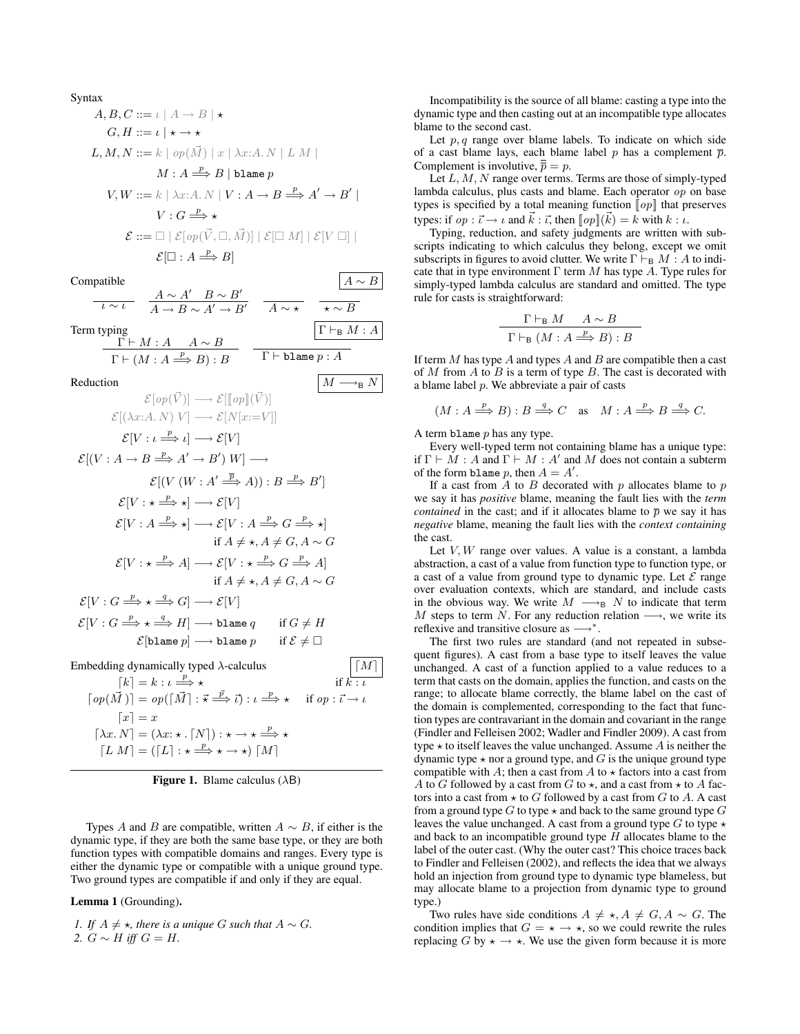Syntax

$$A, B, C ::= \iota \mid A \to B \mid \star$$

$$G, H ::= \iota \mid \star \to \star$$

$$L, M, N ::= k \mid op(\vec{M}) \mid x \mid \lambda x{:}A.\, N \mid L\ M \mid$$

$$M : A \stackrel{p}{\Longrightarrow} B \mid \texttt{blame}\ p$$

$$V, W ::= k \mid \lambda x{:}A.\, N \mid V : A \to B \stackrel{p}{\Longrightarrow} A' \to B' \mid$$

$$V : G \stackrel{p}{\Longrightarrow} \star$$

$$\mathcal{E} ::= \square \mid \mathcal{E}[op(\vec{V}, \square, \vec{M})] \mid \mathcal{E}[\square\ M] \mid \mathcal{E}[V\ \square] \mid$$

$$\mathcal{E}[\square : A \stackrel{p}{\Longrightarrow} B]$$

Compatible $\boxed{A \sim B}$

$$\frac{}{\iota \sim \iota} \qquad \frac{A \sim A' \quad B \sim B'}{A \to B \sim A' \to B'} \qquad \frac{}{A \sim \star} \qquad \frac{}{\star \sim B}$$

Term typing $\boxed{\Gamma \vdash_{\mathsf{B}} M : A}$

$$\frac{\Gamma \vdash M : A \quad A \sim B}{\Gamma \vdash (M : A \stackrel{p}{\Longrightarrow} B) : B} \qquad \frac{}{\Gamma \vdash \texttt{blame}\ p : A}$$

Reduction $\boxed{M \longrightarrow_{\mathsf{B}} N}$

$$\mathcal{E}[op(\vec{V})] \longrightarrow \mathcal{E}[\llbracket op \rrbracket(\vec{V})]$$

$$\mathcal{E}[(\lambda x{:}A.\, N)\ V] \longrightarrow \mathcal{E}[N[x{:=}V]]$$

$$\mathcal{E}[V : \iota \stackrel{p}{\Longrightarrow} \iota] \longrightarrow \mathcal{E}[V]$$

$$\mathcal{E}[(V : A \to B \stackrel{p}{\Longrightarrow} A' \to B')\ W] \longrightarrow$$

$$\mathcal{E}[(V\ (W : A' \stackrel{\overline{p}}{\Longrightarrow} A)) : B \stackrel{p}{\Longrightarrow} B']$$

$$\mathcal{E}[V : \star \stackrel{p}{\Longrightarrow} \star] \longrightarrow \mathcal{E}[V]$$

$$\mathcal{E}[V : A \stackrel{p}{\Longrightarrow} \star] \longrightarrow \mathcal{E}[V : A \stackrel{p}{\Longrightarrow} G \stackrel{p}{\Longrightarrow} \star] \quad \text{if } A \neq \star, A \neq G, A \sim G$$

$$\mathcal{E}[V : \star \stackrel{p}{\Longrightarrow} A] \longrightarrow \mathcal{E}[V : \star \stackrel{p}{\Longrightarrow} G \stackrel{p}{\Longrightarrow} A] \quad \text{if } A \neq \star, A \neq G, A \sim G$$

$$\mathcal{E}[V : G \stackrel{p}{\Longrightarrow} \star \stackrel{q}{\Longrightarrow} G] \longrightarrow \mathcal{E}[V]$$

$$\mathcal{E}[V : G \stackrel{p}{\Longrightarrow} \star \stackrel{q}{\Longrightarrow} H] \longrightarrow \texttt{blame}\ q \qquad \text{if } G \neq H$$

$$\mathcal{E}[\texttt{blame}\ p] \longrightarrow \texttt{blame}\ p \qquad \text{if } \mathcal{E} \neq \square$$

Embedding dynamically typed $\lambda$-calculus $\boxed{\lceil M \rceil}$

$$\lceil k \rceil = k : \iota \stackrel{p}{\Longrightarrow} \star \qquad \text{if } k : \iota$$

$$\lceil op(\vec{M}) \rceil = op(\lceil \vec{M} \rceil : \vec{\star} \stackrel{\vec{p}}{\Longrightarrow} \vec{\iota}) : \iota \stackrel{p}{\Longrightarrow} \star \quad \text{if } op : \vec{\iota} \to \iota$$

$$\lceil x \rceil = x$$

$$\lceil \lambda x.\, N \rceil = (\lambda x{:}\star.\, \lceil N \rceil) : \star \to \star \stackrel{p}{\Longrightarrow} \star$$

$$\lceil L\ M \rceil = (\lceil L \rceil : \star \stackrel{p}{\Longrightarrow} \star \to \star)\ \lceil M \rceil$$

**Figure 1.** Blame calculus ($\lambda$B)

Types $A$ and $B$ are compatible, written $A \sim B$, if either is the dynamic type, if they are both the same base type, or they are both function types with compatible domains and ranges. Every type is either the dynamic type or compatible with a unique ground type. Two ground types are compatible if and only if they are equal.

**Lemma 1** (Grounding)**.**

*1. If $A \neq \star$, there is a unique $G$ such that $A \sim G$.*
*2. $G \sim H$ iff $G = H$.*

Incompatibility is the source of all blame: casting a type into the dynamic type and then casting out at an incompatible type allocates blame to the second cast.

Let $p, q$ range over blame labels. To indicate on which side of a cast blame lays, each blame label $p$ has a complement $\overline{p}$. Complement is involutive, $\overline{\overline{p}} = p$.

Let $L, M, N$ range over terms. Terms are those of simply-typed lambda calculus, plus casts and blame. Each operator $op$ on base types is specified by a total meaning function $\llbracket op \rrbracket$ that preserves types: if $op : \vec{\iota} \to \iota$ and $\vec{k} : \vec{\iota}$, then $\llbracket op \rrbracket(\vec{k}) = k$ with $k : \iota$.

Typing, reduction, and safety judgments are written with subscripts indicating to which calculus they belong, except we omit subscripts in figures to avoid clutter. We write $\Gamma \vdash_{\mathsf{B}} M : A$ to indicate that in type environment $\Gamma$ term $M$ has type $A$. Type rules for simply-typed lambda calculus are standard and omitted. The type rule for casts is straightforward:

$$\frac{\Gamma \vdash_{\mathsf{B}} M \quad A \sim B}{\Gamma \vdash_{\mathsf{B}} (M : A \stackrel{p}{\Longrightarrow} B) : B}$$

If term $M$ has type $A$ and types $A$ and $B$ are compatible then a cast of $M$ from $A$ to $B$ is a term of type $B$. The cast is decorated with a blame label $p$. We abbreviate a pair of casts

$$(M : A \stackrel{p}{\Longrightarrow} B) : B \stackrel{q}{\Longrightarrow} C \quad \text{as} \quad M : A \stackrel{p}{\Longrightarrow} B \stackrel{q}{\Longrightarrow} C.$$

A term $\texttt{blame}\ p$ has any type.

Every well-typed term not containing blame has a unique type: if $\Gamma \vdash M : A$ and $\Gamma \vdash M : A'$ and $M$ does not contain a subterm of the form $\texttt{blame}\ p$, then $A = A'$.

If a cast from $A$ to $B$ decorated with $p$ allocates blame to $p$ we say it has *positive* blame, meaning the fault lies with the *term contained* in the cast; and if it allocates blame to $\overline{p}$ we say it has *negative* blame, meaning the fault lies with the *context containing* the cast.

Let $V, W$ range over values. A value is a constant, a lambda abstraction, a cast of a value from function type to function type, or a cast of a value from ground type to dynamic type. Let $\mathcal{E}$ range over evaluation contexts, which are standard, and include casts in the obvious way. We write $M \longrightarrow_{\mathsf{B}} N$ to indicate that term $M$ steps to term $N$. For any reduction relation $\longrightarrow$, we write its reflexive and transitive closure as $\longrightarrow^*$.

The first two rules are standard (and not repeated in subsequent figures). A cast from a base type to itself leaves the value unchanged. A cast of a function applied to a value reduces to a term that casts on the domain, applies the function, and casts on the range; to allocate blame correctly, the blame label on the cast of the domain is complemented, corresponding to the fact that function types are contravariant in the domain and covariant in the range (Findler and Felleisen 2002; Wadler and Findler 2009). A cast from type $\star$ to itself leaves the value unchanged. Assume $A$ is neither the dynamic type $\star$ nor a ground type, and $G$ is the unique ground type compatible with $A$; then a cast from $A$ to $\star$ factors into a cast from $A$ to $G$ followed by a cast from $G$ to $\star$, and a cast from $\star$ to $A$ factors into a cast from $\star$ to $G$ followed by a cast from $G$ to $A$. A cast from a ground type $G$ to type $\star$ and back to the same ground type $G$ leaves the value unchanged. A cast from a ground type $G$ to type $\star$ and back to an incompatible ground type $H$ allocates blame to the label of the outer cast. (Why the outer cast? This choice traces back to Findler and Felleisen (2002), and reflects the idea that we always hold an injection from ground type to dynamic type blameless, but may allocate blame to a projection from dynamic type to ground type.)

Two rules have side conditions $A \neq \star, A \neq G, A \sim G$. The condition implies that $G = \star \to \star$, so we could rewrite the rules replacing $G$ by $\star \to \star$. We use the given form because it is more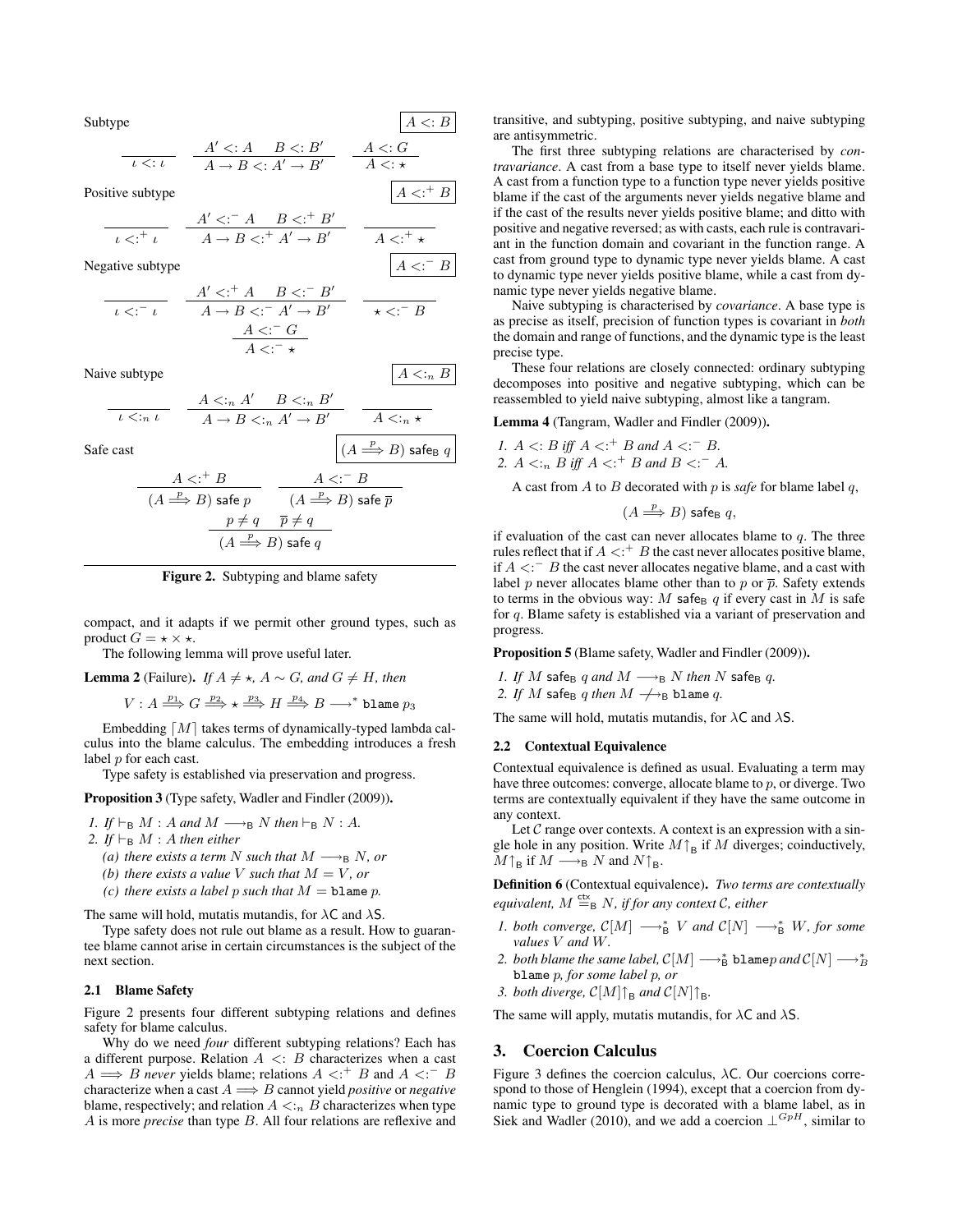Subtype $\boxed{A <: B}$

$$\frac{}{\iota <: \iota} \qquad \frac{A' <: A \quad B <: B'}{A \to B <: A' \to B'} \qquad \frac{A <: G}{A <: \star}$$

Positive subtype $\boxed{A <:^+ B}$

$$\frac{}{\iota <:^+ \iota} \qquad \frac{A' <:^- A \quad B <:^+ B'}{A \to B <:^+ A' \to B'} \qquad \frac{}{A <:^+ \star}$$

Negative subtype $\boxed{A <:^- B}$

$$\frac{}{\iota <:^- \iota} \qquad \frac{A' <:^+ A \quad B <:^- B'}{A \to B <:^- A' \to B'} \qquad \frac{}{\star <:^- B}$$

$$\frac{A <:^- G}{A <:^- \star}$$

Naive subtype $\boxed{A <:_n B}$

$$\frac{}{\iota <:_n \iota} \qquad \frac{A <:_n A' \quad B <:_n B'}{A \to B <:_n A' \to B'} \qquad \frac{}{A <:_n \star}$$

Safe cast $\boxed{(A \stackrel{p}{\Longrightarrow} B) \text{ safe}_\mathsf{B}\ q}$

$$\frac{A <:^+ B}{(A \stackrel{p}{\Longrightarrow} B) \text{ safe } p} \qquad \frac{A <:^- B}{(A \stackrel{p}{\Longrightarrow} B) \text{ safe } \overline{p}}$$

$$\frac{p \neq q \quad \overline{p} \neq q}{(A \stackrel{p}{\Longrightarrow} B) \text{ safe } q}$$

**Figure 2.** Subtyping and blame safety

compact, and it adapts if we permit other ground types, such as product $G = \star \times \star$.

The following lemma will prove useful later.

**Lemma 2** (Failure). *If $A \neq \star$, $A \sim G$, and $G \neq H$, then*

$$V : A \stackrel{p_1}{\Longrightarrow} G \stackrel{p_2}{\Longrightarrow} \star \stackrel{p_3}{\Longrightarrow} H \stackrel{p_4}{\Longrightarrow} B \longrightarrow^* \texttt{blame}\ p_3$$

Embedding $\lceil M \rceil$ takes terms of dynamically-typed lambda calculus into the blame calculus. The embedding introduces a fresh label $p$ for each cast.

Type safety is established via preservation and progress.

**Proposition 3** (Type safety, Wadler and Findler (2009)).

1. *If $\vdash_\mathsf{B} M : A$ and $M \longrightarrow_\mathsf{B} N$ then $\vdash_\mathsf{B} N : A$.*
2. *If $\vdash_\mathsf{B} M : A$ then either*
   *(a) there exists a term $N$ such that $M \longrightarrow_\mathsf{B} N$, or*
   *(b) there exists a value $V$ such that $M = V$, or*
   *(c) there exists a label $p$ such that $M = \texttt{blame}\ p$.*

The same will hold, mutatis mutandis, for $\lambda$C and $\lambda$S.

Type safety does not rule out blame as a result. How to guarantee blame cannot arise in certain circumstances is the subject of the next section.

### 2.1 Blame Safety

Figure 2 presents four different subtyping relations and defines safety for blame calculus.

Why do we need *four* different subtyping relations? Each has a different purpose. Relation $A <: B$ characterizes when a cast $A \Longrightarrow B$ *never* yields blame; relations $A <:^+ B$ and $A <:^- B$ characterize when a cast $A \Longrightarrow B$ cannot yield *positive* or *negative* blame, respectively; and relation $A <:_n B$ characterizes when type $A$ is more *precise* than type $B$. All four relations are reflexive and transitive, and subtyping, positive subtyping, and naive subtyping are antisymmetric.

The first three subtyping relations are characterised by *contravariance*. A cast from a base type to itself never yields blame. A cast from a function type to a function type never yields positive blame if the cast of the arguments never yields negative blame and if the cast of the results never yields positive blame; and ditto with positive and negative reversed; as with casts, each rule is contravariant in the function domain and covariant in the function range. A cast from ground type to dynamic type never yields blame. A cast to dynamic type never yields positive blame, while a cast from dynamic type never yields negative blame.

Naive subtyping is characterised by *covariance*. A base type is as precise as itself, precision of function types is covariant in *both* the domain and range of functions, and the dynamic type is the least precise type.

These four relations are closely connected: ordinary subtyping decomposes into positive and negative subtyping, which can be reassembled to yield naive subtyping, almost like a tangram.

**Lemma 4** (Tangram, Wadler and Findler (2009)).

1. *$A <: B$ iff $A <:^+ B$ and $A <:^- B$.*
2. *$A <:_n B$ iff $A <:^+ B$ and $B <:^- A$.*

A cast from $A$ to $B$ decorated with $p$ is *safe* for blame label $q$,

$$(A \stackrel{p}{\Longrightarrow} B) \text{ safe}_\mathsf{B}\ q,$$

if evaluation of the cast can never allocates blame to $q$. The three rules reflect that if $A <:^+ B$ the cast never allocates positive blame, if $A <:^- B$ the cast never allocates negative blame, and a cast with label $p$ never allocates blame other than to $p$ or $\overline{p}$. Safety extends to terms in the obvious way: $M$ safe$_\mathsf{B}$ $q$ if every cast in $M$ is safe for $q$. Blame safety is established via a variant of preservation and progress.

**Proposition 5** (Blame safety, Wadler and Findler (2009)).

1. *If $M$ safe$_\mathsf{B}$ $q$ and $M \longrightarrow_\mathsf{B} N$ then $N$ safe$_\mathsf{B}$ $q$.*
2. *If $M$ safe$_\mathsf{B}$ $q$ then $M \not\longrightarrow_\mathsf{B} \texttt{blame}\ q$.*

The same will hold, mutatis mutandis, for $\lambda$C and $\lambda$S.

### 2.2 Contextual Equivalence

Contextual equivalence is defined as usual. Evaluating a term may have three outcomes: converge, allocate blame to $p$, or diverge. Two terms are contextually equivalent if they have the same outcome in any context.

Let $\mathcal{C}$ range over contexts. A context is an expression with a single hole in any position. Write $M{\uparrow}_\mathsf{B}$ if $M$ diverges; coinductively, $M{\uparrow}_\mathsf{B}$ if $M \longrightarrow_\mathsf{B} N$ and $N{\uparrow}_\mathsf{B}$.

**Definition 6** (Contextual equivalence). *Two terms are contextually equivalent, $M \stackrel{\text{ctx}}{=}_\mathsf{B} N$, if for any context $\mathcal{C}$, either*

1. *both converge, $\mathcal{C}[M] \longrightarrow^*_\mathsf{B} V$ and $\mathcal{C}[N] \longrightarrow^*_\mathsf{B} W$, for some values $V$ and $W$.*
2. *both blame the same label, $\mathcal{C}[M] \longrightarrow^*_\mathsf{B} \texttt{blame}p$ and $\mathcal{C}[N] \longrightarrow^*_B \texttt{blame}\ p$, for some label $p$, or*
3. *both diverge, $\mathcal{C}[M]{\uparrow}_\mathsf{B}$ and $\mathcal{C}[N]{\uparrow}_\mathsf{B}$.*

The same will apply, mutatis mutandis, for $\lambda$C and $\lambda$S.

## 3. Coercion Calculus

Figure 3 defines the coercion calculus, $\lambda$C. Our coercions correspond to those of Henglein (1994), except that a coercion from dynamic type to ground type is decorated with a blame label, as in Siek and Wadler (2010), and we add a coercion $\perp^{GpH}$, similar to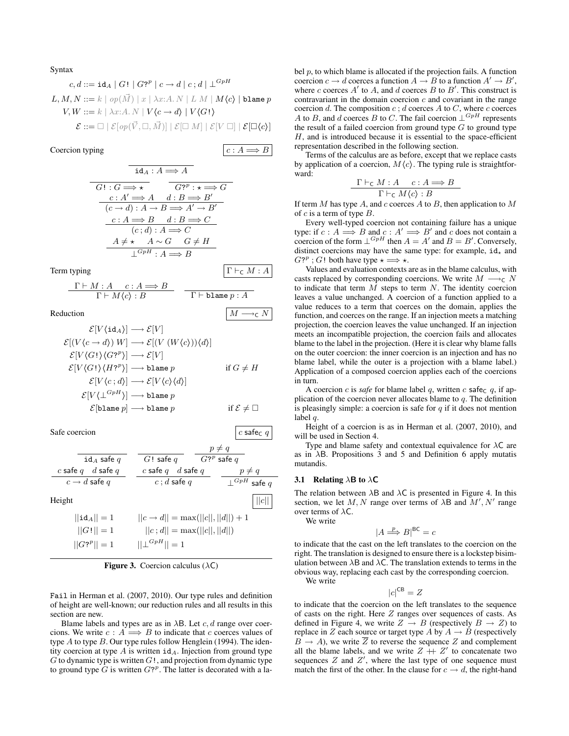Syntax

$$c, d ::= \mathtt{id}_A \mid G\,! \mid G?^p \mid c \to d \mid c\,;d \mid \bot^{GpH}$$

$$L, M, N ::= k \mid op(\vec{M}) \mid x \mid \lambda x{:}A.\,N \mid L\ M \mid M\langle c\rangle \mid \mathtt{blame}\ p$$

$$V, W ::= k \mid \lambda x{:}A.\,N \mid V\langle c \to d\rangle \mid V\langle G!\rangle$$

$$\mathcal{E} ::= \Box \mid \mathcal{E}[op(\vec{V}, \Box, \vec{M})] \mid \mathcal{E}[\Box\ M] \mid \mathcal{E}[V\ \Box] \mid \mathcal{E}[\Box\langle c\rangle]$$

Coercion typing $\quad \boxed{c : A \Longrightarrow B}$

$$\frac{}{\mathtt{id}_A : A \Longrightarrow A}$$

$$\frac{}{G! : G \Longrightarrow \star} \qquad \frac{}{G?^p : \star \Longrightarrow G}$$

$$\frac{c : A' \Longrightarrow A \quad d : B \Longrightarrow B'}{(c \to d) : A \to B \Longrightarrow A' \to B'}$$

$$\frac{c : A \Longrightarrow B \quad d : B \Longrightarrow C}{(c\,;d) : A \Longrightarrow C}$$

$$\frac{A \neq \star \quad A \sim G \quad G \neq H}{\bot^{GpH} : A \Longrightarrow B}$$

Term typing $\quad \boxed{\Gamma \vdash_{\mathsf{C}} M : A}$

$$\frac{\Gamma \vdash M : A \quad c : A \Longrightarrow B}{\Gamma \vdash M\langle c\rangle : B} \qquad \frac{}{\Gamma \vdash \mathtt{blame}\ p : A}$$

Reduction $\quad \boxed{M \longrightarrow_{\mathsf{C}} N}$

$$\begin{aligned}
\mathcal{E}[V\langle \mathtt{id}_A\rangle] &\longrightarrow \mathcal{E}[V] \\
\mathcal{E}[(V\langle c \to d\rangle)\ W] &\longrightarrow \mathcal{E}[(V\ (W\langle c\rangle))\langle d\rangle] \\
\mathcal{E}[V\langle G!\rangle\langle G?^p\rangle] &\longrightarrow \mathcal{E}[V] \\
\mathcal{E}[V\langle G!\rangle\langle H?^p\rangle] &\longrightarrow \mathtt{blame}\ p \qquad \text{if } G \neq H \\
\mathcal{E}[V\langle c\,;d\rangle] &\longrightarrow \mathcal{E}[V\langle c\rangle\langle d\rangle] \\
\mathcal{E}[V\langle \bot^{GpH}\rangle] &\longrightarrow \mathtt{blame}\ p \\
\mathcal{E}[\mathtt{blame}\ p] &\longrightarrow \mathtt{blame}\ p \qquad \text{if } \mathcal{E} \neq \Box
\end{aligned}$$

Safe coercion $\quad \boxed{c\ \mathsf{safe}_{\mathsf{C}}\ q}$

$$\frac{}{\mathtt{id}_A\ \mathsf{safe}\ q} \qquad \frac{}{G!\ \mathsf{safe}\ q} \qquad \frac{p \neq q}{G?^p\ \mathsf{safe}\ q}$$

$$\frac{c\ \mathsf{safe}\ q \quad d\ \mathsf{safe}\ q}{c \to d\ \mathsf{safe}\ q} \qquad \frac{c\ \mathsf{safe}\ q \quad d\ \mathsf{safe}\ q}{c\,; d\ \mathsf{safe}\ q} \qquad \frac{p \neq q}{\bot^{GpH}\ \mathsf{safe}\ q}$$

Height $\quad \boxed{||c||}$

$$\begin{aligned}
||\mathtt{id}_A|| &= 1 & ||c \to d|| &= \max(||c||, ||d||) + 1 \\
||G!|| &= 1 & ||c\,;d|| &= \max(||c||, ||d||) \\
||G?^p|| &= 1 & ||\bot^{GpH}|| &= 1
\end{aligned}$$

**Figure 3.** Coercion calculus ($\lambda$C)

Fail in Herman et al. (2007, 2010). Our type rules and definition of height are well-known; our reduction rules and all results in this section are new.

Blame labels and types are as in $\lambda$B. Let $c, d$ range over coercions. We write $c : A \Longrightarrow B$ to indicate that $c$ coerces values of type $A$ to type $B$. Our type rules follow Henglein (1994). The identity coercion at type $A$ is written $\mathtt{id}_A$. Injection from ground type $G$ to dynamic type is written $G!$, and projection from dynamic type to ground type $G$ is written $G?^p$. The latter is decorated with a label $p$, to which blame is allocated if the projection fails. A function coercion $c \to d$ coerces a function $A \to B$ to a function $A' \to B'$, where $c$ coerces $A'$ to $A$, and $d$ coerces $B$ to $B'$. This construct is contravariant in the domain coercion $c$ and covariant in the range coercion $d$. The composition $c\,;d$ coerces $A$ to $C$, where $c$ coerces $A$ to $B$, and $d$ coerces $B$ to $C$. The fail coercion $\bot^{GpH}$ represents the result of a failed coercion from ground type $G$ to ground type $H$, and is introduced because it is essential to the space-efficient representation described in the following section.

Terms of the calculus are as before, except that we replace casts by application of a coercion, $M\langle c\rangle$. The typing rule is straightforward:

$$\frac{\Gamma \vdash_{\mathsf{C}} M : A \quad c : A \Longrightarrow B}{\Gamma \vdash_{\mathsf{C}} M\langle c\rangle : B}$$

If term $M$ has type $A$, and $c$ coerces $A$ to $B$, then application to $M$ of $c$ is a term of type $B$.

Every well-typed coercion not containing failure has a unique type: if $c : A \Longrightarrow B$ and $c : A' \Longrightarrow B'$ and $c$ does not contain a coercion of the form $\bot^{GpH}$ then $A = A'$ and $B = B'$. Conversely, distinct coercions may have the same type: for example, $\mathtt{id}_\star$ and $G?^p\,; G!$ both have type $\star \Longrightarrow \star$.

Values and evaluation contexts are as in the blame calculus, with casts replaced by corresponding coercions. We write $M \longrightarrow_{\mathsf{C}} N$ to indicate that term $M$ steps to term $N$. The identity coercion leaves a value unchanged. A coercion of a function applied to a value reduces to a term that coerces on the domain, applies the function, and coerces on the range. If an injection meets a matching projection, the coercion leaves the value unchanged. If an injection meets an incompatible projection, the coercion fails and allocates blame to the label in the projection. (Here it is clear why blame falls on the outer coercion: the inner coercion is an injection and has no blame label, while the outer is a projection with a blame label.) Application of a composed coercion applies each of the coercions in turn.

A coercion $c$ is *safe* for blame label $q$, written $c\ \mathsf{safe}_{\mathsf{C}}\ q$, if application of the coercion never allocates blame to $q$. The definition is pleasingly simple: a coercion is safe for $q$ if it does not mention label $q$.

Height of a coercion is as in Herman et al. (2007, 2010), and will be used in Section 4.

Type and blame safety and contextual equivalence for $\lambda$C are as in $\lambda$B. Propositions 3 and 5 and Definition 6 apply mutatis mutandis.

### 3.1 Relating $\lambda$B to $\lambda$C

The relation between $\lambda$B and $\lambda$C is presented in Figure 4. In this section, we let $M, N$ range over terms of $\lambda$B and $M', N'$ range over terms of $\lambda$C.

We write

$$|A \overset{p}{\Longrightarrow} B|^{\mathsf{BC}} = c$$

to indicate that the cast on the left translates to the coercion on the right. The translation is designed to ensure there is a lockstep bisimulation between $\lambda$B and $\lambda$C. The translation extends to terms in the obvious way, replacing each cast by the corresponding coercion.

We write

$$|c|^{\mathsf{CB}} = Z$$

to indicate that the coercion on the left translates to the sequence of casts on the right. Here $Z$ ranges over sequences of casts. As defined in Figure 4, we write $Z \to B$ (respectively $B \to Z$) to replace in $Z$ each source or target type $A$ by $A \to B$ (respectively $B \to A$), we write $\overline{Z}$ to reverse the sequence $Z$ and complement all the blame labels, and we write $Z +\!\!+\ Z'$ to concatenate two sequences $Z$ and $Z'$, where the last type of one sequence must match the first of the other. In the clause for $c \to d$, the right-hand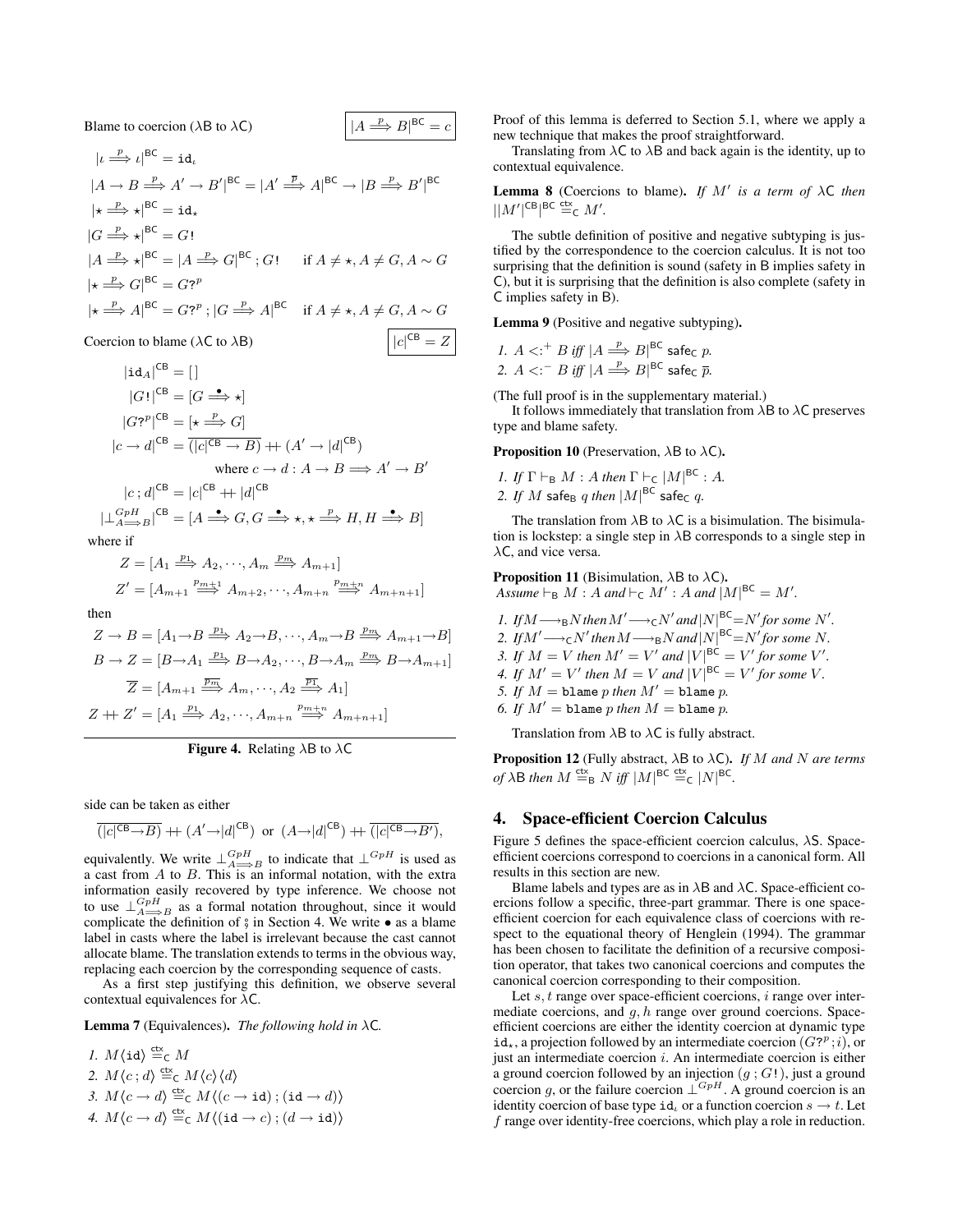Blame to coercion (λB to λC) $\boxed{|A \xRightarrow{p} B|^{\mathsf{BC}} = c}$

$$|\iota \xRightarrow{p} \iota|^{\mathsf{BC}} = \mathtt{id}_\iota$$

$$|A \to B \xRightarrow{p} A' \to B'|^{\mathsf{BC}} = |A' \xRightarrow{\overline{p}} A|^{\mathsf{BC}} \to |B \xRightarrow{p} B'|^{\mathsf{BC}}$$

$$|\star \xRightarrow{p} \star|^{\mathsf{BC}} = \mathtt{id}_\star$$

$$|G \xRightarrow{p} \star|^{\mathsf{BC}} = G!$$

$$|A \xRightarrow{p} \star|^{\mathsf{BC}} = |A \xRightarrow{p} G|^{\mathsf{BC}} \,;\, G! \quad \text{if } A \neq \star, A \neq G, A \sim G$$

$$|\star \xRightarrow{p} G|^{\mathsf{BC}} = G?^p$$

$$|\star \xRightarrow{p} A|^{\mathsf{BC}} = G?^p \,;\, |G \xRightarrow{p} A|^{\mathsf{BC}} \quad \text{if } A \neq \star, A \neq G, A \sim G$$

Coercion to blame (λC to λB) $\boxed{|c|^{\mathsf{CB}} = Z}$

$$|\mathtt{id}_A|^{\mathsf{CB}} = [\,]$$

$$|G!|^{\mathsf{CB}} = [G \xRightarrow{\bullet} \star]$$

$$|G?^p|^{\mathsf{CB}} = [\star \xRightarrow{p} G]$$

$$|c \to d|^{\mathsf{CB}} = \overline{(|c|^{\mathsf{CB}} \to B)} +\!\!+ (A' \to |d|^{\mathsf{CB}})$$

$$\text{where } c \to d : A \to B \Longrightarrow A' \to B'$$

$$|c \,;\, d|^{\mathsf{CB}} = |c|^{\mathsf{CB}} +\!\!+ |d|^{\mathsf{CB}}$$

$$|\bot^{GpH}_{A \Longrightarrow B}|^{\mathsf{CB}} = [A \xRightarrow{\bullet} G, G \xRightarrow{\bullet} \star, \star \xRightarrow{p} H, H \xRightarrow{\bullet} B]$$

where if

$$Z = [A_1 \xRightarrow{p_1} A_2, \cdots, A_m \xRightarrow{p_m} A_{m+1}]$$

$$Z' = [A_{m+1} \xRightarrow{p_{m+1}} A_{m+2}, \cdots, A_{m+n} \xRightarrow{p_{m+n}} A_{m+n+1}]$$

then

$$Z \to B = [A_1 {\to} B \xRightarrow{p_1} A_2 {\to} B, \cdots, A_m {\to} B \xRightarrow{p_m} A_{m+1} {\to} B]$$

$$B \to Z = [B {\to} A_1 \xRightarrow{p_1} B {\to} A_2, \cdots, B {\to} A_m \xRightarrow{p_m} B {\to} A_{m+1}]$$

$$\overline{Z} = [A_{m+1} \xRightarrow{\overline{p_m}} A_m, \cdots, A_2 \xRightarrow{\overline{p_1}} A_1]$$

$$Z +\!\!+ Z' = [A_1 \xRightarrow{p_1} A_2, \cdots, A_{m+n} \xRightarrow{p_{m+n}} A_{m+n+1}]$$

**Figure 4.** Relating λB to λC

side can be taken as either

$$\overline{(|c|^{\mathsf{CB}} {\to} B)} +\!\!+ (A' {\to} |d|^{\mathsf{CB}}) \;\text{ or }\; (A {\to} |d|^{\mathsf{CB}}) +\!\!+ \overline{(|c|^{\mathsf{CB}} {\to} B')},$$

equivalently. We write $\bot^{GpH}_{A \Longrightarrow B}$ to indicate that $\bot^{GpH}$ is used as a cast from $A$ to $B$. This is an informal notation, with the extra information easily recovered by type inference. We choose not to use $\bot^{GpH}_{A \Longrightarrow B}$ as a formal notation throughout, since it would complicate the definition of ⨟ in Section 4. We write • as a blame label in casts where the label is irrelevant because the cast cannot allocate blame. The translation extends to terms in the obvious way, replacing each coercion by the corresponding sequence of casts.

As a first step justifying this definition, we observe several contextual equivalences for λC.

**Lemma 7** (Equivalences). *The following hold in λC.*

1. $M\langle \mathtt{id} \rangle \overset{\mathsf{ctx}}{=}_{\mathsf{C}} M$
2. $M\langle c \,;\, d \rangle \overset{\mathsf{ctx}}{=}_{\mathsf{C}} M\langle c \rangle \langle d \rangle$
3. $M\langle c \to d \rangle \overset{\mathsf{ctx}}{=}_{\mathsf{C}} M\langle (c \to \mathtt{id}) \,;\, (\mathtt{id} \to d) \rangle$
4. $M\langle c \to d \rangle \overset{\mathsf{ctx}}{=}_{\mathsf{C}} M\langle (\mathtt{id} \to c) \,;\, (d \to \mathtt{id}) \rangle$

Proof of this lemma is deferred to Section 5.1, where we apply a new technique that makes the proof straightforward.

Translating from λC to λB and back again is the identity, up to contextual equivalence.

**Lemma 8** (Coercions to blame). *If $M'$ is a term of λC then $||M'|^{\mathsf{CB}}|^{\mathsf{BC}} \overset{\mathsf{ctx}}{=}_{\mathsf{C}} M'$.*

The subtle definition of positive and negative subtyping is justified by the correspondence to the coercion calculus. It is not too surprising that the definition is sound (safety in B implies safety in C), but it is surprising that the definition is also complete (safety in C implies safety in B).

**Lemma 9** (Positive and negative subtyping).

1. *$A <:^+ B$ iff $|A \xRightarrow{p} B|^{\mathsf{BC}}$ $\mathsf{safe}_{\mathsf{C}}$ $p$.*
2. *$A <:^- B$ iff $|A \xRightarrow{p} B|^{\mathsf{BC}}$ $\mathsf{safe}_{\mathsf{C}}$ $\overline{p}$.*

(The full proof is in the supplementary material.)

It follows immediately that translation from λB to λC preserves type and blame safety.

**Proposition 10** (Preservation, λB to λC).

1. *If $\Gamma \vdash_{\mathsf{B}} M : A$ then $\Gamma \vdash_{\mathsf{C}} |M|^{\mathsf{BC}} : A$.*
2. *If $M$ $\mathsf{safe}_{\mathsf{B}}$ $q$ then $|M|^{\mathsf{BC}}$ $\mathsf{safe}_{\mathsf{C}}$ $q$.*

The translation from λB to λC is a bisimulation. The bisimulation is lockstep: a single step in λB corresponds to a single step in λC, and vice versa.

**Proposition 11** (Bisimulation, λB to λC).
*Assume $\vdash_{\mathsf{B}} M : A$ and $\vdash_{\mathsf{C}} M' : A$ and $|M|^{\mathsf{BC}} = M'$.*

1. *If $M \longrightarrow_{\mathsf{B}} N$ then $M' \longrightarrow_{\mathsf{C}} N'$ and $|N|^{\mathsf{BC}} = N'$ for some $N'$.*
2. *If $M' \longrightarrow_{\mathsf{C}} N'$ then $M \longrightarrow_{\mathsf{B}} N$ and $|N|^{\mathsf{BC}} = N'$ for some $N$.*
3. *If $M = V$ then $M' = V'$ and $|V|^{\mathsf{BC}} = V'$ for some $V'$.*
4. *If $M' = V'$ then $M = V$ and $|V|^{\mathsf{BC}} = V'$ for some $V$.*
5. *If $M = \mathtt{blame}\; p$ then $M' = \mathtt{blame}\; p$.*
6. *If $M' = \mathtt{blame}\; p$ then $M = \mathtt{blame}\; p$.*

Translation from λB to λC is fully abstract.

**Proposition 12** (Fully abstract, λB to λC). *If $M$ and $N$ are terms of λB then $M \overset{\mathsf{ctx}}{=}_{\mathsf{B}} N$ iff $|M|^{\mathsf{BC}} \overset{\mathsf{ctx}}{=}_{\mathsf{C}} |N|^{\mathsf{BC}}$.*

## 4. Space-efficient Coercion Calculus

Figure 5 defines the space-efficient coercion calculus, λS. Space-efficient coercions correspond to coercions in a canonical form. All results in this section are new.

Blame labels and types are as in λB and λC. Space-efficient coercions follow a specific, three-part grammar. There is one space-efficient coercion for each equivalence class of coercions with respect to the equational theory of Henglein (1994). The grammar has been chosen to facilitate the definition of a recursive composition operator, that takes two canonical coercions and computes the canonical coercion corresponding to their composition.

Let $s, t$ range over space-efficient coercions, $i$ range over intermediate coercions, and $g, h$ range over ground coercions. Space-efficient coercions are either the identity coercion at dynamic type $\mathtt{id}_\star$, a projection followed by an intermediate coercion $(G?^p ; i)$, or just an intermediate coercion $i$. An intermediate coercion is either a ground coercion followed by an injection $(g \,;\, G!)$, just a ground coercion $g$, or the failure coercion $\bot^{GpH}$. A ground coercion is an identity coercion of base type $\mathtt{id}_\iota$ or a function coercion $s \to t$. Let $f$ range over identity-free coercions, which play a role in reduction.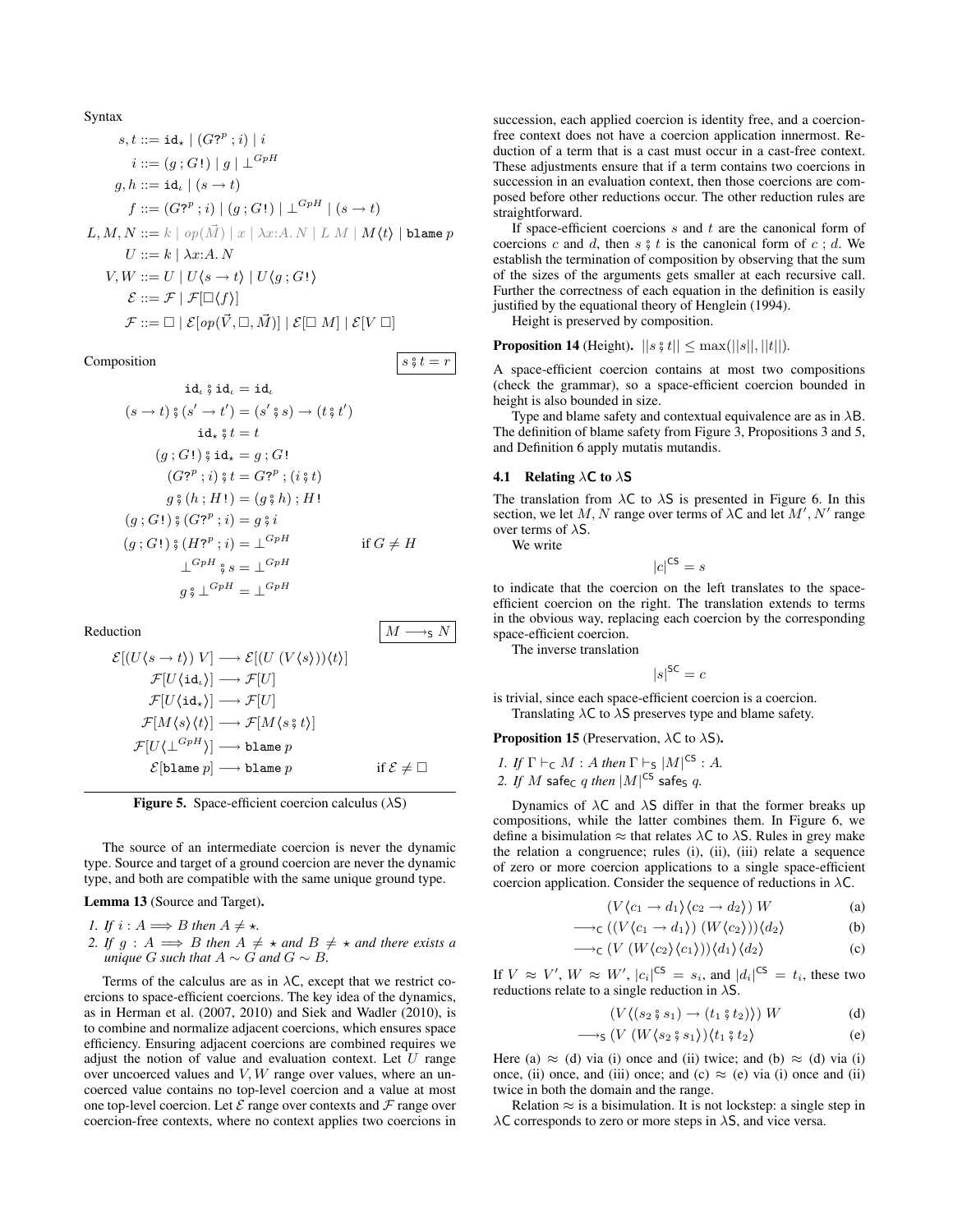Syntax

$$
\begin{aligned}
s, t &::= \mathtt{id}_\star \mid (G?^p \,;\, i) \mid i \\
i &::= (g \,;\, G!) \mid g \mid \bot^{GpH} \\
g, h &::= \mathtt{id}_\iota \mid (s \to t) \\
f &::= (G?^p \,;\, i) \mid (g \,;\, G!) \mid \bot^{GpH} \mid (s \to t) \\
L, M, N &::= k \mid op(\vec{M}) \mid x \mid \lambda x{:}A.\, N \mid L\ M \mid M\langle t\rangle \mid \mathtt{blame}\ p \\
U &::= k \mid \lambda x{:}A.\, N \\
V, W &::= U \mid U\langle s \to t\rangle \mid U\langle g \,;\, G!\rangle \\
\mathcal{E} &::= \mathcal{F} \mid \mathcal{F}[\square\langle f\rangle] \\
\mathcal{F} &::= \square \mid \mathcal{E}[op(\vec{V}, \square, \vec{M})] \mid \mathcal{E}[\square\ M] \mid \mathcal{E}[V\ \square]
\end{aligned}
$$

Composition $\boxed{s \fatsemi t = r}$

$$
\begin{aligned}
\mathtt{id}_\iota \fatsemi \mathtt{id}_\iota &= \mathtt{id}_\iota \\
(s \to t) \fatsemi (s' \to t') &= (s' \fatsemi s) \to (t \fatsemi t') \\
\mathtt{id}_\star \fatsemi t &= t \\
(g \,;\, G!) \fatsemi \mathtt{id}_\star &= g \,;\, G! \\
(G?^p \,;\, i) \fatsemi t &= G?^p \,;\, (i \fatsemi t) \\
g \fatsemi (h \,;\, H!) &= (g \fatsemi h) \,;\, H! \\
(g \,;\, G!) \fatsemi (G?^p \,;\, i) &= g \fatsemi i \\
(g \,;\, G!) \fatsemi (H?^p \,;\, i) &= \bot^{GpH} \qquad \text{if } G \neq H \\
\bot^{GpH} \fatsemi s &= \bot^{GpH} \\
g \fatsemi \bot^{GpH} &= \bot^{GpH}
\end{aligned}
$$

Reduction $\boxed{M \longrightarrow_{\mathsf{S}} N}$

$$
\begin{aligned}
\mathcal{E}[(U\langle s \to t\rangle)\ V] &\longrightarrow \mathcal{E}[(U\ (V\langle s\rangle))\langle t\rangle] \\
\mathcal{F}[U\langle \mathtt{id}_\iota\rangle] &\longrightarrow \mathcal{F}[U] \\
\mathcal{F}[U\langle \mathtt{id}_\star\rangle] &\longrightarrow \mathcal{F}[U] \\
\mathcal{F}[M\langle s\rangle\langle t\rangle] &\longrightarrow \mathcal{F}[M\langle s \fatsemi t\rangle] \\
\mathcal{F}[U\langle \bot^{GpH}\rangle] &\longrightarrow \mathtt{blame}\ p \\
\mathcal{E}[\mathtt{blame}\ p] &\longrightarrow \mathtt{blame}\ p \qquad \text{if } \mathcal{E} \neq \square
\end{aligned}
$$

**Figure 5.** Space-efficient coercion calculus ($\lambda\mathsf{S}$)

The source of an intermediate coercion is never the dynamic type. Source and target of a ground coercion are never the dynamic type, and both are compatible with the same unique ground type.

**Lemma 13** (Source and Target)**.**

1. *If $i : A \Longrightarrow B$ then $A \neq \star$.*
2. *If $g : A \Longrightarrow B$ then $A \neq \star$ and $B \neq \star$ and there exists a unique $G$ such that $A \sim G$ and $G \sim B$.*

Terms of the calculus are as in $\lambda\mathsf{C}$, except that we restrict coercions to space-efficient coercions. The key idea of the dynamics, as in Herman et al. (2007, 2010) and Siek and Wadler (2010), is to combine and normalize adjacent coercions, which ensures space efficiency. Ensuring adjacent coercions are combined requires we adjust the notion of value and evaluation context. Let $U$ range over uncoerced values and $V, W$ range over values, where an uncoerced value contains no top-level coercion and a value at most one top-level coercion. Let $\mathcal{E}$ range over contexts and $\mathcal{F}$ range over coercion-free contexts, where no context applies two coercions in succession, each applied coercion is identity free, and a coercion-free context does not have a coercion application innermost. Reduction of a term that is a cast must occur in a cast-free context. These adjustments ensure that if a term contains two coercions in succession in an evaluation context, then those coercions are composed before other reductions occur. The other reduction rules are straightforward.

If space-efficient coercions $s$ and $t$ are the canonical form of coercions $c$ and $d$, then $s \fatsemi t$ is the canonical form of $c \,;\, d$. We establish the termination of composition by observing that the sum of the sizes of the arguments gets smaller at each recursive call. Further the correctness of each equation in the definition is easily justified by the equational theory of Henglein (1994).

Height is preserved by composition.

**Proposition 14** (Height)**.** $||s \fatsemi t|| \leq \max(||s||, ||t||)$.

A space-efficient coercion contains at most two compositions (check the grammar), so a space-efficient coercion bounded in height is also bounded in size.

Type and blame safety and contextual equivalence are as in $\lambda\mathsf{B}$. The definition of blame safety from Figure 3, Propositions 3 and 5, and Definition 6 apply mutatis mutandis.

### 4.1 Relating $\lambda\mathsf{C}$ to $\lambda\mathsf{S}$

The translation from $\lambda\mathsf{C}$ to $\lambda\mathsf{S}$ is presented in Figure 6. In this section, we let $M, N$ range over terms of $\lambda\mathsf{C}$ and let $M', N'$ range over terms of $\lambda\mathsf{S}$.

We write

$$|c|^{\mathsf{CS}} = s$$

to indicate that the coercion on the left translates to the space-efficient coercion on the right. The translation extends to terms in the obvious way, replacing each coercion by the corresponding space-efficient coercion.

The inverse translation

$$|s|^{\mathsf{SC}} = c$$

is trivial, since each space-efficient coercion is a coercion.

Translating $\lambda\mathsf{C}$ to $\lambda\mathsf{S}$ preserves type and blame safety.

**Proposition 15** (Preservation, $\lambda\mathsf{C}$ to $\lambda\mathsf{S}$)**.**

1. *If $\Gamma \vdash_{\mathsf{C}} M : A$ then $\Gamma \vdash_{\mathsf{S}} |M|^{\mathsf{CS}} : A$.*
2. *If $M$ $\mathsf{safe}_{\mathsf{C}}$ $q$ then $|M|^{\mathsf{CS}}$ $\mathsf{safe}_{\mathsf{S}}$ $q$.*

Dynamics of $\lambda\mathsf{C}$ and $\lambda\mathsf{S}$ differ in that the former breaks up compositions, while the latter combines them. In Figure 6, we define a bisimulation $\approx$ that relates $\lambda\mathsf{C}$ to $\lambda\mathsf{S}$. Rules in grey make the relation a congruence; rules (i), (ii), (iii) relate a sequence of zero or more coercion applications to a single space-efficient coercion application. Consider the sequence of reductions in $\lambda\mathsf{C}$.

$$(V\langle c_1 \to d_1\rangle\langle c_2 \to d_2\rangle)\ W \tag{a}$$

$$\longrightarrow_{\mathsf{C}} ((V\langle c_1 \to d_1\rangle)\ (W\langle c_2\rangle))\langle d_2\rangle \tag{b}$$

$$\longrightarrow_{\mathsf{C}} (V\ (W\langle c_2\rangle\langle c_1\rangle))\langle d_1\rangle\langle d_2\rangle \tag{c}$$

If $V \approx V'$, $W \approx W'$, $|c_i|^{\mathsf{CS}} = s_i$, and $|d_i|^{\mathsf{CS}} = t_i$, these two reductions relate to a single reduction in $\lambda\mathsf{S}$.

$$(V\langle (s_2 \fatsemi s_1) \to (t_1 \fatsemi t_2)\rangle)\ W \tag{d}$$

$$\longrightarrow_{\mathsf{S}} (V\ (W\langle s_2 \fatsemi s_1\rangle)\langle t_1 \fatsemi t_2\rangle \tag{e}$$

Here (a) $\approx$ (d) via (i) once and (ii) twice; and (b) $\approx$ (d) via (i) once, (ii) once, and (iii) once; and (c) $\approx$ (e) via (i) once and (ii) twice in both the domain and the range.

Relation $\approx$ is a bisimulation. It is not lockstep: a single step in $\lambda\mathsf{C}$ corresponds to zero or more steps in $\lambda\mathsf{S}$, and vice versa.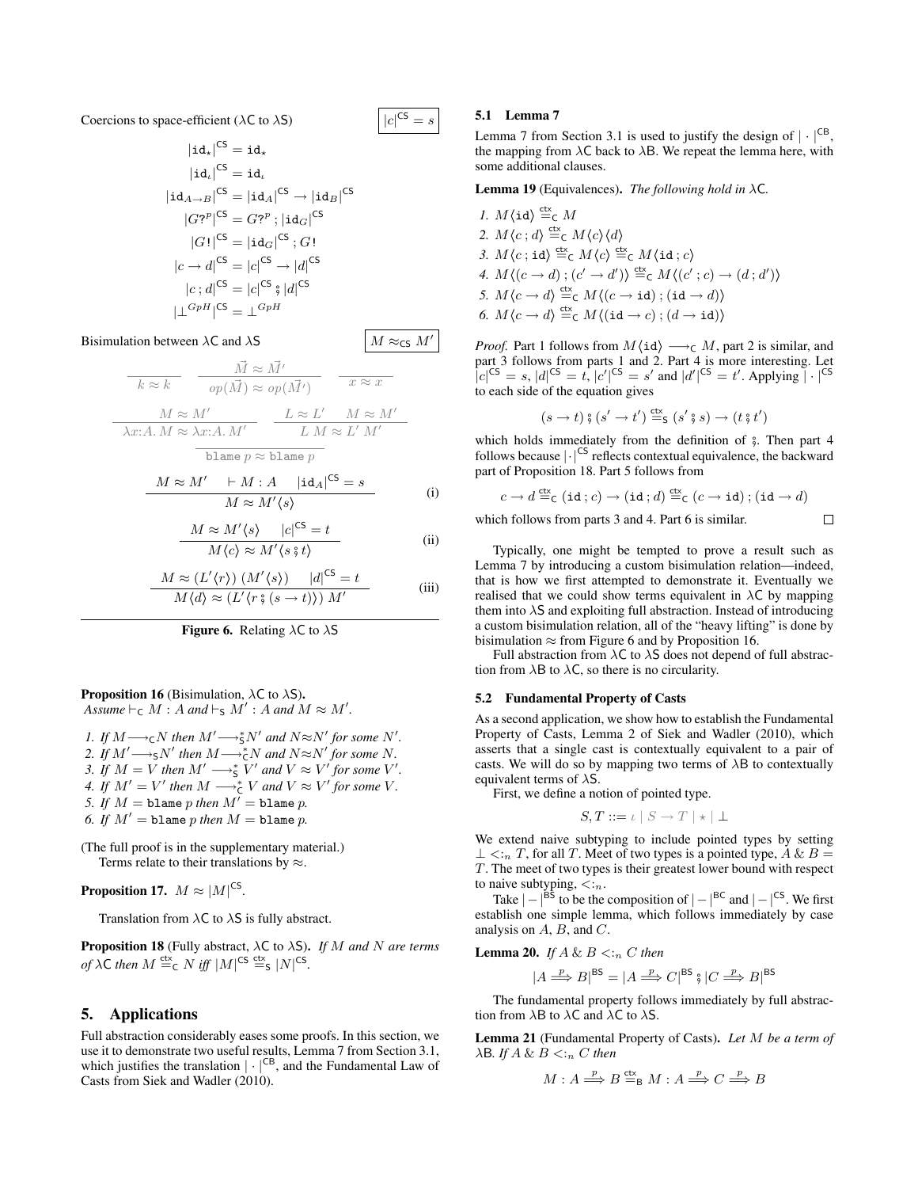Coercions to space-efficient ($\lambda$C to $\lambda$S) $\boxed{|c|^{\mathsf{CS}} = s}$

$$
\begin{aligned}
|\mathtt{id}_\star|^{\mathsf{CS}} &= \mathtt{id}_\star \\
|\mathtt{id}_\iota|^{\mathsf{CS}} &= \mathtt{id}_\iota \\
|\mathtt{id}_{A\to B}|^{\mathsf{CS}} &= |\mathtt{id}_A|^{\mathsf{CS}} \to |\mathtt{id}_B|^{\mathsf{CS}} \\
|G?^p|^{\mathsf{CS}} &= G?^p \,;\, |\mathtt{id}_G|^{\mathsf{CS}} \\
|G!|^{\mathsf{CS}} &= |\mathtt{id}_G|^{\mathsf{CS}} \,;\, G! \\
|c \to d|^{\mathsf{CS}} &= |c|^{\mathsf{CS}} \to |d|^{\mathsf{CS}} \\
|c \,;\, d|^{\mathsf{CS}} &= |c|^{\mathsf{CS}} \,\mathbin{⨟}\, |d|^{\mathsf{CS}} \\
|\bot^{GpH}|^{\mathsf{CS}} &= \bot^{GpH}
\end{aligned}
$$

Bisimulation between $\lambda$C and $\lambda$S $\boxed{M \approx_{\mathsf{CS}} M'}$

$$\frac{}{k \approx k} \qquad \frac{\vec{M} \approx \vec{M}'}{op(\vec{M}) \approx op(\vec{M}')} \qquad \frac{}{x \approx x}$$

$$\frac{M \approx M'}{\lambda x{:}A.\, M \approx \lambda x{:}A.\, M'} \qquad \frac{L \approx L' \quad M \approx M'}{L\ M \approx L'\ M'}$$

$$\frac{}{\mathtt{blame}\ p \approx \mathtt{blame}\ p}$$

$$\frac{M \approx M' \quad \vdash M : A \quad |\mathtt{id}_A|^{\mathsf{CS}} = s}{M \approx M'\langle s\rangle} \quad \text{(i)}$$

$$\frac{M \approx M'\langle s\rangle \quad |c|^{\mathsf{CS}} = t}{M\langle c\rangle \approx M'\langle s \mathbin{⨟} t\rangle} \quad \text{(ii)}$$

$$\frac{M \approx (L'\langle r\rangle)\ (M'\langle s\rangle) \quad |d|^{\mathsf{CS}} = t}{M\langle d\rangle \approx (L'\langle r \mathbin{⨟} (s \to t)\rangle)\ M'} \quad \text{(iii)}$$

**Figure 6.** Relating $\lambda$C to $\lambda$S

**Proposition 16** (Bisimulation, $\lambda$C to $\lambda$S)**.** *Assume $\vdash_{\mathsf{C}} M : A$ and $\vdash_{\mathsf{S}} M' : A$ and $M \approx M'$.*

1. *If $M \longrightarrow_{\mathsf{C}} N$ then $M' \longrightarrow^*_{\mathsf{S}} N'$ and $N \approx N'$ for some $N'$.*
2. *If $M' \longrightarrow_{\mathsf{S}} N'$ then $M \longrightarrow^*_{\mathsf{C}} N$ and $N \approx N'$ for some $N$.*
3. *If $M = V$ then $M' \longrightarrow^*_{\mathsf{S}} V'$ and $V \approx V'$ for some $V'$.*
4. *If $M' = V'$ then $M \longrightarrow^*_{\mathsf{C}} V$ and $V \approx V'$ for some $V$.*
5. *If $M = \mathtt{blame}\ p$ then $M' = \mathtt{blame}\ p$.*
6. *If $M' = \mathtt{blame}\ p$ then $M = \mathtt{blame}\ p$.*

(The full proof is in the supplementary material.)

Terms relate to their translations by $\approx$.

**Proposition 17.** $M \approx |M|^{\mathsf{CS}}$.

Translation from $\lambda$C to $\lambda$S is fully abstract.

**Proposition 18** (Fully abstract, $\lambda$C to $\lambda$S)**.** *If $M$ and $N$ are terms of $\lambda$C then $M \stackrel{\mathsf{ctx}}{=}_{\mathsf{C}} N$ iff $|M|^{\mathsf{CS}} \stackrel{\mathsf{ctx}}{=}_{\mathsf{S}} |N|^{\mathsf{CS}}$.*

## 5. Applications

Full abstraction considerably eases some proofs. In this section, we use it to demonstrate two useful results, Lemma 7 from Section 3.1, which justifies the translation $|\cdot|^{\mathsf{CB}}$, and the Fundamental Law of Casts from Siek and Wadler (2010).

### 5.1 Lemma 7

Lemma 7 from Section 3.1 is used to justify the design of $|\cdot|^{\mathsf{CB}}$, the mapping from $\lambda$C back to $\lambda$B. We repeat the lemma here, with some additional clauses.

**Lemma 19** (Equivalences)**.** *The following hold in $\lambda$C.*

1. $M\langle \mathtt{id}\rangle \stackrel{\mathsf{ctx}}{=}_{\mathsf{C}} M$
2. $M\langle c \,;\, d\rangle \stackrel{\mathsf{ctx}}{=}_{\mathsf{C}} M\langle c\rangle\langle d\rangle$
3. $M\langle c \,;\, \mathtt{id}\rangle \stackrel{\mathsf{ctx}}{=}_{\mathsf{C}} M\langle c\rangle \stackrel{\mathsf{ctx}}{=}_{\mathsf{C}} M\langle \mathtt{id} \,;\, c\rangle$
4. $M\langle (c \to d) \,;\, (c' \to d')\rangle \stackrel{\mathsf{ctx}}{=}_{\mathsf{C}} M\langle (c' \,;\, c) \to (d \,;\, d')\rangle$
5. $M\langle c \to d\rangle \stackrel{\mathsf{ctx}}{=}_{\mathsf{C}} M\langle (c \to \mathtt{id}) \,;\, (\mathtt{id} \to d)\rangle$
6. $M\langle c \to d\rangle \stackrel{\mathsf{ctx}}{=}_{\mathsf{C}} M\langle (\mathtt{id} \to c) \,;\, (d \to \mathtt{id})\rangle$

*Proof.* Part 1 follows from $M\langle \mathtt{id}\rangle \longrightarrow_{\mathsf{C}} M$, part 2 is similar, and part 3 follows from parts 1 and 2. Part 4 is more interesting. Let $|c|^{\mathsf{CS}} = s$, $|d|^{\mathsf{CS}} = t$, $|c'|^{\mathsf{CS}} = s'$ and $|d'|^{\mathsf{CS}} = t'$. Applying $|\cdot|^{\mathsf{CS}}$ to each side of the equation gives

$$(s \to t) \mathbin{⨟} (s' \to t') \stackrel{\mathsf{ctx}}{=}_{\mathsf{S}} (s' \mathbin{⨟} s) \to (t \mathbin{⨟} t')$$

which holds immediately from the definition of $\mathbin{⨟}$. Then part 4 follows because $|\cdot|^{\mathsf{CS}}$ reflects contextual equivalence, the backward part of Proposition 18. Part 5 follows from

$$c \to d \stackrel{\mathsf{ctx}}{=}_{\mathsf{C}} (\mathtt{id} \,;\, c) \to (\mathtt{id} \,;\, d) \stackrel{\mathsf{ctx}}{=}_{\mathsf{C}} (c \to \mathtt{id}) \,;\, (\mathtt{id} \to d)$$

which follows from parts 3 and 4. Part 6 is similar. $\square$

Typically, one might be tempted to prove a result such as Lemma 7 by introducing a custom bisimulation relation—indeed, that is how we first attempted to demonstrate it. Eventually we realised that we could show terms equivalent in $\lambda$C by mapping them into $\lambda$S and exploiting full abstraction. Instead of introducing a custom bisimulation relation, all of the "heavy lifting" is done by bisimulation $\approx$ from Figure 6 and by Proposition 16.

Full abstraction from $\lambda$C to $\lambda$S does not depend of full abstraction from $\lambda$B to $\lambda$C, so there is no circularity.

### 5.2 Fundamental Property of Casts

As a second application, we show how to establish the Fundamental Property of Casts, Lemma 2 of Siek and Wadler (2010), which asserts that a single cast is contextually equivalent to a pair of casts. We will do so by mapping two terms of $\lambda$B to contextually equivalent terms of $\lambda$S.

First, we define a notion of pointed type.

$$S, T ::= \iota \mid S \to T \mid \star \mid \bot$$

We extend naive subtyping to include pointed types by setting $\bot <:_n T$, for all $T$. Meet of two types is a pointed type, $A \mathbin{\&} B = T$. The meet of two types is their greatest lower bound with respect to naive subtyping, $<:_n$.

Take $|-|^{\mathsf{BS}}$ to be the composition of $|-|^{\mathsf{BC}}$ and $|-|^{\mathsf{CS}}$. We first establish one simple lemma, which follows immediately by case analysis on $A$, $B$, and $C$.

**Lemma 20.** *If $A \mathbin{\&} B <:_n C$ then*

$$|A \stackrel{p}{\Longrightarrow} B|^{\mathsf{BS}} = |A \stackrel{p}{\Longrightarrow} C|^{\mathsf{BS}} \mathbin{⨟} |C \stackrel{p}{\Longrightarrow} B|^{\mathsf{BS}}$$

The fundamental property follows immediately by full abstraction from $\lambda$B to $\lambda$C and $\lambda$C to $\lambda$S.

**Lemma 21** (Fundamental Property of Casts)**.** *Let $M$ be a term of $\lambda$B. If $A \mathbin{\&} B <:_n C$ then*

$$M : A \stackrel{p}{\Longrightarrow} B \stackrel{\mathsf{ctx}}{=}_{\mathsf{B}} M : A \stackrel{p}{\Longrightarrow} C \stackrel{p}{\Longrightarrow} B$$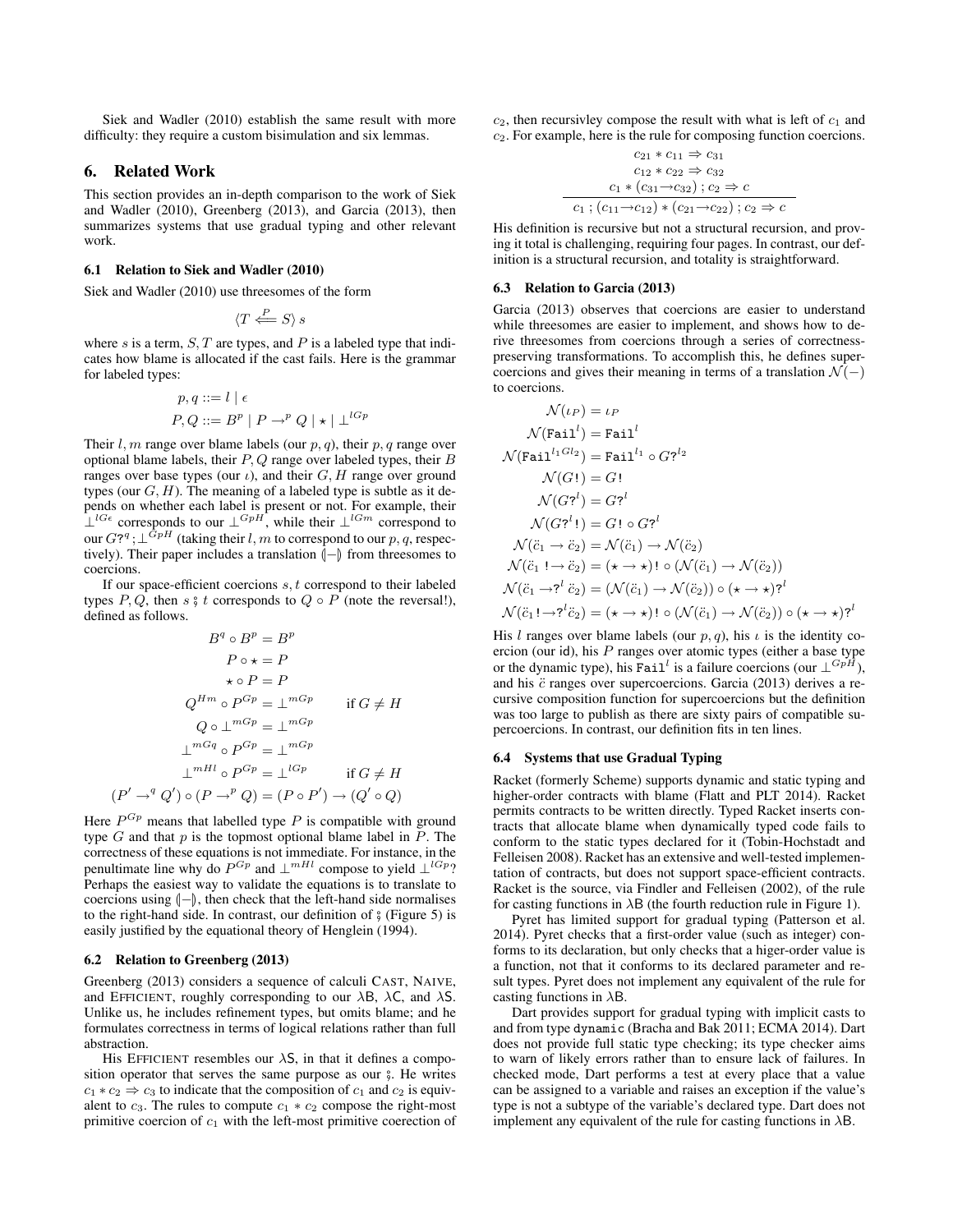Siek and Wadler (2010) establish the same result with more difficulty: they require a custom bisimulation and six lemmas.

## 6. Related Work

This section provides an in-depth comparison to the work of Siek and Wadler (2010), Greenberg (2013), and Garcia (2013), then summarizes systems that use gradual typing and other relevant work.

### 6.1 Relation to Siek and Wadler (2010)

Siek and Wadler (2010) use threesomes of the form

$$\langle T \overset{P}{\Longleftarrow} S \rangle\, s$$

where $s$ is a term, $S, T$ are types, and $P$ is a labeled type that indicates how blame is allocated if the cast fails. Here is the grammar for labeled types:

$$p, q ::= l \mid \epsilon$$
$$P, Q ::= B^p \mid P \to^p Q \mid \star \mid \bot^{lGp}$$

Their $l, m$ range over blame labels (our $p, q$), their $p, q$ range over optional blame labels, their $P, Q$ range over labeled types, their $B$ ranges over base types (our $\iota$), and their $G, H$ range over ground types (our $G, H$). The meaning of a labeled type is subtle as it depends on whether each label is present or not. For example, their $\bot^{lG\epsilon}$ corresponds to our $\bot^{GpH}$, while their $\bot^{lGm}$ correspond to our $G?^q ; \bot^{GpH}$ (taking their $l, m$ to correspond to our $p, q$, respectively). Their paper includes a translation $(\!|-|\!)$ from threesomes to coercions.

If our space-efficient coercions $s, t$ correspond to their labeled types $P, Q$, then $s \mathbin{⨟} t$ corresponds to $Q \circ P$ (note the reversal!), defined as follows.

$$
\begin{aligned}
B^q \circ B^p &= B^p \\
P \circ \star &= P \\
\star \circ P &= P \\
Q^{Hm} \circ P^{Gp} &= \bot^{mGp} \qquad \text{if } G \neq H \\
Q \circ \bot^{mGp} &= \bot^{mGp} \\
\bot^{mGq} \circ P^{Gp} &= \bot^{mGp} \\
\bot^{mHl} \circ P^{Gp} &= \bot^{lGp} \qquad \text{if } G \neq H \\
(P' \to^q Q') \circ (P \to^p Q) &= (P \circ P') \to (Q' \circ Q)
\end{aligned}
$$

Here $P^{Gp}$ means that labelled type $P$ is compatible with ground type $G$ and that $p$ is the topmost optional blame label in $P$. The correctness of these equations is not immediate. For instance, in the penultimate line why do $P^{Gp}$ and $\bot^{mHl}$ compose to yield $\bot^{lGp}$? Perhaps the easiest way to validate the equations is to translate to coercions using $(\!|-|\!)$, then check that the left-hand side normalises to the right-hand side. In contrast, our definition of $⨟$ (Figure 5) is easily justified by the equational theory of Henglein (1994).

### 6.2 Relation to Greenberg (2013)

Greenberg (2013) considers a sequence of calculi CAST, NAIVE, and EFFICIENT, roughly corresponding to our λB, λC, and λS. Unlike us, he includes refinement types, but omits blame; and he formulates correctness in terms of logical relations rather than full abstraction.

His EFFICIENT resembles our λS, in that it defines a composition operator that serves the same purpose as our $⨟$. He writes $c_1 * c_2 \Rightarrow c_3$ to indicate that the composition of $c_1$ and $c_2$ is equivalent to $c_3$. The rules to compute $c_1 * c_2$ compose the right-most primitive coercion of $c_1$ with the left-most primitive coerection of $c_2$, then recursivley compose the result with what is left of $c_1$ and $c_2$. For example, here is the rule for composing function coercions.

$$\frac{c_{21} * c_{11} \Rightarrow c_{31} \qquad c_{12} * c_{22} \Rightarrow c_{32} \qquad c_1 * (c_{31} \to c_{32}) \,;\, c_2 \Rightarrow c}{c_1 \,;\, (c_{11} \to c_{12}) * (c_{21} \to c_{22}) \,;\, c_2 \Rightarrow c}$$

His definition is recursive but not a structural recursion, and proving it total is challenging, requiring four pages. In contrast, our definition is a structural recursion, and totality is straightforward.

### 6.3 Relation to Garcia (2013)

Garcia (2013) observes that coercions are easier to understand while threesomes are easier to implement, and shows how to derive threesomes from coercions through a series of correctness-preserving transformations. To accomplish this, he defines supercoercions and gives their meaning in terms of a translation $\mathcal{N}(-)$ to coercions.

$$
\begin{aligned}
\mathcal{N}(\iota_P) &= \iota_P \\
\mathcal{N}(\mathtt{Fail}^l) &= \mathtt{Fail}^l \\
\mathcal{N}(\mathtt{Fail}^{l_1 G l_2}) &= \mathtt{Fail}^{l_1} \circ G?^{l_2} \\
\mathcal{N}(G!) &= G! \\
\mathcal{N}(G?^l) &= G?^l \\
\mathcal{N}(G?^l!) &= G! \circ G?^l \\
\mathcal{N}(\ddot{c}_1 \to \ddot{c}_2) &= \mathcal{N}(\ddot{c}_1) \to \mathcal{N}(\ddot{c}_2) \\
\mathcal{N}(\ddot{c}_1 \,!\!\to \ddot{c}_2) &= (\star \to \star)! \circ (\mathcal{N}(\ddot{c}_1) \to \mathcal{N}(\ddot{c}_2)) \\
\mathcal{N}(\ddot{c}_1 \to ?^l\, \ddot{c}_2) &= (\mathcal{N}(\ddot{c}_1) \to \mathcal{N}(\ddot{c}_2)) \circ (\star \to \star)?^l \\
\mathcal{N}(\ddot{c}_1 ! \to ?^l \ddot{c}_2) &= (\star \to \star)! \circ (\mathcal{N}(\ddot{c}_1) \to \mathcal{N}(\ddot{c}_2)) \circ (\star \to \star)?^l
\end{aligned}
$$

His $l$ ranges over blame labels (our $p, q$), his $\iota$ is the identity coercion (our id), his $P$ ranges over atomic types (either a base type or the dynamic type), his $\mathtt{Fail}^l$ is a failure coercions (our $\bot^{GpH}$), and his $\ddot{c}$ ranges over supercoercions. Garcia (2013) derives a recursive composition function for supercoercions but the definition was too large to publish as there are sixty pairs of compatible supercoercions. In contrast, our definition fits in ten lines.

### 6.4 Systems that use Gradual Typing

Racket (formerly Scheme) supports dynamic and static typing and higher-order contracts with blame (Flatt and PLT 2014). Racket permits contracts to be written directly. Typed Racket inserts contracts that allocate blame when dynamically typed code fails to conform to the static types declared for it (Tobin-Hochstadt and Felleisen 2008). Racket has an extensive and well-tested implementation of contracts, but does not support space-efficient contracts. Racket is the source, via Findler and Felleisen (2002), of the rule for casting functions in λB (the fourth reduction rule in Figure 1).

Pyret has limited support for gradual typing (Patterson et al. 2014). Pyret checks that a first-order value (such as integer) conforms to its declaration, but only checks that a higer-order value is a function, not that it conforms to its declared parameter and result types. Pyret does not implement any equivalent of the rule for casting functions in λB.

Dart provides support for gradual typing with implicit casts to and from type `dynamic` (Bracha and Bak 2011; ECMA 2014). Dart does not provide full static type checking; its type checker aims to warn of likely errors rather than to ensure lack of failures. In checked mode, Dart performs a test at every place that a value can be assigned to a variable and raises an exception if the value's type is not a subtype of the variable's declared type. Dart does not implement any equivalent of the rule for casting functions in λB.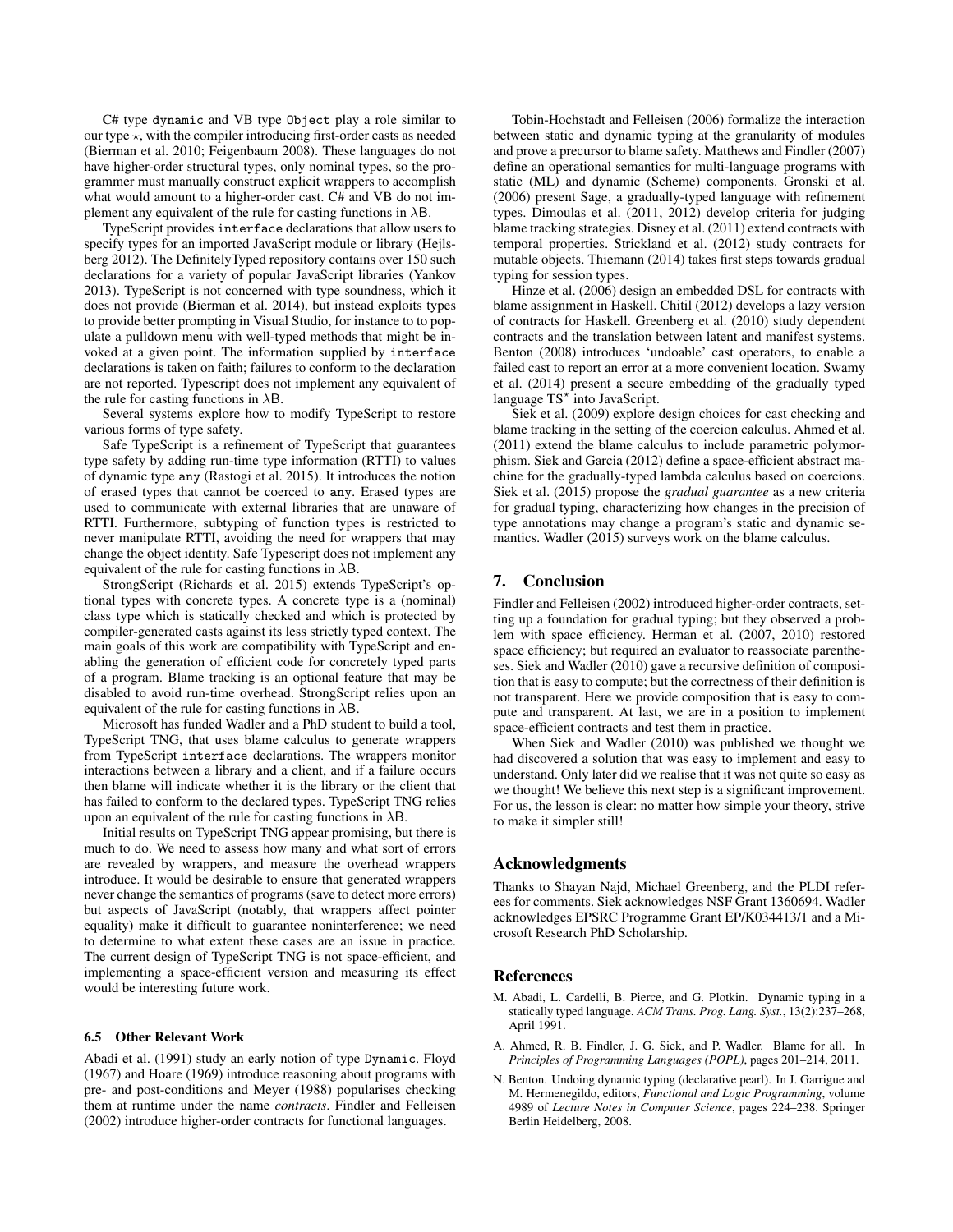C# type `dynamic` and VB type `Object` play a role similar to our type $\star$, with the compiler introducing first-order casts as needed (Bierman et al. 2010; Feigenbaum 2008). These languages do not have higher-order structural types, only nominal types, so the programmer must manually construct explicit wrappers to accomplish what would amount to a higher-order cast. C# and VB do not implement any equivalent of the rule for casting functions in $\lambda$B.

TypeScript provides `interface` declarations that allow users to specify types for an imported JavaScript module or library (Hejlsberg 2012). The DefinitelyTyped repository contains over 150 such declarations for a variety of popular JavaScript libraries (Yankov 2013). TypeScript is not concerned with type soundness, which it does not provide (Bierman et al. 2014), but instead exploits types to provide better prompting in Visual Studio, for instance to to populate a pulldown menu with well-typed methods that might be invoked at a given point. The information supplied by `interface` declarations is taken on faith; failures to conform to the declaration are not reported. Typescript does not implement any equivalent of the rule for casting functions in $\lambda$B.

Several systems explore how to modify TypeScript to restore various forms of type safety.

Safe TypeScript is a refinement of TypeScript that guarantees type safety by adding run-time type information (RTTI) to values of dynamic type `any` (Rastogi et al. 2015). It introduces the notion of erased types that cannot be coerced to `any`. Erased types are used to communicate with external libraries that are unaware of RTTI. Furthermore, subtyping of function types is restricted to never manipulate RTTI, avoiding the need for wrappers that may change the object identity. Safe Typescript does not implement any equivalent of the rule for casting functions in $\lambda$B.

StrongScript (Richards et al. 2015) extends TypeScript's optional types with concrete types. A concrete type is a (nominal) class type which is statically checked and which is protected by compiler-generated casts against its less strictly typed context. The main goals of this work are compatibility with TypeScript and enabling the generation of efficient code for concretely typed parts of a program. Blame tracking is an optional feature that may be disabled to avoid run-time overhead. StrongScript relies upon an equivalent of the rule for casting functions in $\lambda$B.

Microsoft has funded Wadler and a PhD student to build a tool, TypeScript TNG, that uses blame calculus to generate wrappers from TypeScript `interface` declarations. The wrappers monitor interactions between a library and a client, and if a failure occurs then blame will indicate whether it is the library or the client that has failed to conform to the declared types. TypeScript TNG relies upon an equivalent of the rule for casting functions in $\lambda$B.

Initial results on TypeScript TNG appear promising, but there is much to do. We need to assess how many and what sort of errors are revealed by wrappers, and measure the overhead wrappers introduce. It would be desirable to ensure that generated wrappers never change the semantics of programs (save to detect more errors) but aspects of JavaScript (notably, that wrappers affect pointer equality) make it difficult to guarantee noninterference; we need to determine to what extent these cases are an issue in practice. The current design of TypeScript TNG is not space-efficient, and implementing a space-efficient version and measuring its effect would be interesting future work.

### 6.5 Other Relevant Work

Abadi et al. (1991) study an early notion of type `Dynamic`. Floyd (1967) and Hoare (1969) introduce reasoning about programs with pre- and post-conditions and Meyer (1988) popularises checking them at runtime under the name *contracts*. Findler and Felleisen (2002) introduce higher-order contracts for functional languages.

Tobin-Hochstadt and Felleisen (2006) formalize the interaction between static and dynamic typing at the granularity of modules and prove a precursor to blame safety. Matthews and Findler (2007) define an operational semantics for multi-language programs with static (ML) and dynamic (Scheme) components. Gronski et al. (2006) present Sage, a gradually-typed language with refinement types. Dimoulas et al. (2011, 2012) develop criteria for judging blame tracking strategies. Disney et al. (2011) extend contracts with temporal properties. Strickland et al. (2012) study contracts for mutable objects. Thiemann (2014) takes first steps towards gradual typing for session types.

Hinze et al. (2006) design an embedded DSL for contracts with blame assignment in Haskell. Chitil (2012) develops a lazy version of contracts for Haskell. Greenberg et al. (2010) study dependent contracts and the translation between latent and manifest systems. Benton (2008) introduces 'undoable' cast operators, to enable a failed cast to report an error at a more convenient location. Swamy et al. (2014) present a secure embedding of the gradually typed language TS$^\star$ into JavaScript.

Siek et al. (2009) explore design choices for cast checking and blame tracking in the setting of the coercion calculus. Ahmed et al. (2011) extend the blame calculus to include parametric polymorphism. Siek and Garcia (2012) define a space-efficient abstract machine for the gradually-typed lambda calculus based on coercions. Siek et al. (2015) propose the *gradual guarantee* as a new criteria for gradual typing, characterizing how changes in the precision of type annotations may change a program's static and dynamic semantics. Wadler (2015) surveys work on the blame calculus.

## 7. Conclusion

Findler and Felleisen (2002) introduced higher-order contracts, setting up a foundation for gradual typing; but they observed a problem with space efficiency. Herman et al. (2007, 2010) restored space efficiency; but required an evaluator to reassociate parentheses. Siek and Wadler (2010) gave a recursive definition of composition that is easy to compute; but the correctness of their definition is not transparent. Here we provide composition that is easy to compute and transparent. At last, we are in a position to implement space-efficient contracts and test them in practice.

When Siek and Wadler (2010) was published we thought we had discovered a solution that was easy to implement and easy to understand. Only later did we realise that it was not quite so easy as we thought! We believe this next step is a significant improvement. For us, the lesson is clear: no matter how simple your theory, strive to make it simpler still!

## Acknowledgments

Thanks to Shayan Najd, Michael Greenberg, and the PLDI referees for comments. Siek acknowledges NSF Grant 1360694. Wadler acknowledges EPSRC Programme Grant EP/K034413/1 and a Microsoft Research PhD Scholarship.

## References

M. Abadi, L. Cardelli, B. Pierce, and G. Plotkin. Dynamic typing in a statically typed language. *ACM Trans. Prog. Lang. Syst.*, 13(2):237–268, April 1991.

A. Ahmed, R. B. Findler, J. G. Siek, and P. Wadler. Blame for all. In *Principles of Programming Languages (POPL)*, pages 201–214, 2011.

N. Benton. Undoing dynamic typing (declarative pearl). In J. Garrigue and M. Hermenegildo, editors, *Functional and Logic Programming*, volume 4989 of *Lecture Notes in Computer Science*, pages 224–238. Springer Berlin Heidelberg, 2008.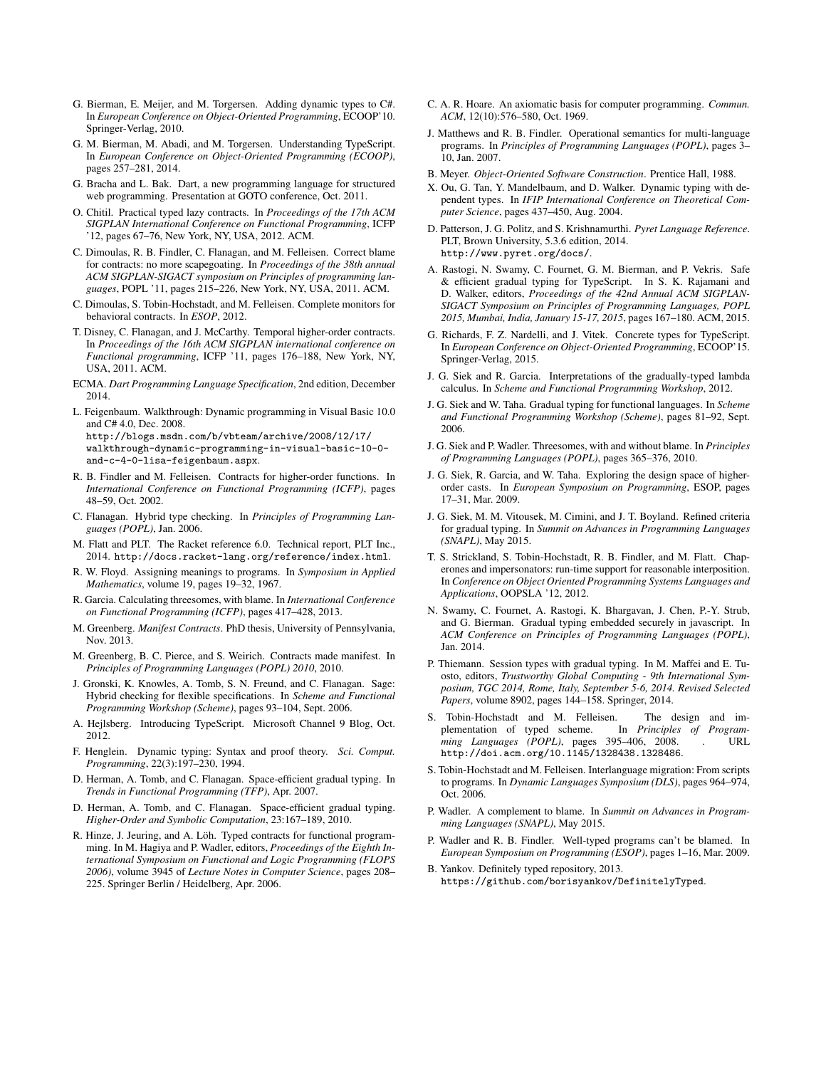G. Bierman, E. Meijer, and M. Torgersen. Adding dynamic types to C#. In *European Conference on Object-Oriented Programming*, ECOOP'10. Springer-Verlag, 2010.

G. M. Bierman, M. Abadi, and M. Torgersen. Understanding TypeScript. In *European Conference on Object-Oriented Programming (ECOOP)*, pages 257–281, 2014.

G. Bracha and L. Bak. Dart, a new programming language for structured web programming. Presentation at GOTO conference, Oct. 2011.

O. Chitil. Practical typed lazy contracts. In *Proceedings of the 17th ACM SIGPLAN International Conference on Functional Programming*, ICFP '12, pages 67–76, New York, NY, USA, 2012. ACM.

C. Dimoulas, R. B. Findler, C. Flanagan, and M. Felleisen. Correct blame for contracts: no more scapegoating. In *Proceedings of the 38th annual ACM SIGPLAN-SIGACT symposium on Principles of programming languages*, POPL '11, pages 215–226, New York, NY, USA, 2011. ACM.

C. Dimoulas, S. Tobin-Hochstadt, and M. Felleisen. Complete monitors for behavioral contracts. In *ESOP*, 2012.

T. Disney, C. Flanagan, and J. McCarthy. Temporal higher-order contracts. In *Proceedings of the 16th ACM SIGPLAN international conference on Functional programming*, ICFP '11, pages 176–188, New York, NY, USA, 2011. ACM.

ECMA. *Dart Programming Language Specification*, 2nd edition, December 2014.

L. Feigenbaum. Walkthrough: Dynamic programming in Visual Basic 10.0 and C# 4.0, Dec. 2008. `http://blogs.msdn.com/b/vbteam/archive/2008/12/17/walkthrough-dynamic-programming-in-visual-basic-10-0-and-c-4-0-lisa-feigenbaum.aspx`.

R. B. Findler and M. Felleisen. Contracts for higher-order functions. In *International Conference on Functional Programming (ICFP)*, pages 48–59, Oct. 2002.

C. Flanagan. Hybrid type checking. In *Principles of Programming Languages (POPL)*, Jan. 2006.

M. Flatt and PLT. The Racket reference 6.0. Technical report, PLT Inc., 2014. `http://docs.racket-lang.org/reference/index.html`.

R. W. Floyd. Assigning meanings to programs. In *Symposium in Applied Mathematics*, volume 19, pages 19–32, 1967.

R. Garcia. Calculating threesomes, with blame. In *International Conference on Functional Programming (ICFP)*, pages 417–428, 2013.

M. Greenberg. *Manifest Contracts*. PhD thesis, University of Pennsylvania, Nov. 2013.

M. Greenberg, B. C. Pierce, and S. Weirich. Contracts made manifest. In *Principles of Programming Languages (POPL) 2010*, 2010.

J. Gronski, K. Knowles, A. Tomb, S. N. Freund, and C. Flanagan. Sage: Hybrid checking for flexible specifications. In *Scheme and Functional Programming Workshop (Scheme)*, pages 93–104, Sept. 2006.

A. Hejlsberg. Introducing TypeScript. Microsoft Channel 9 Blog, Oct. 2012.

F. Henglein. Dynamic typing: Syntax and proof theory. *Sci. Comput. Programming*, 22(3):197–230, 1994.

D. Herman, A. Tomb, and C. Flanagan. Space-efficient gradual typing. In *Trends in Functional Programming (TFP)*, Apr. 2007.

D. Herman, A. Tomb, and C. Flanagan. Space-efficient gradual typing. *Higher-Order and Symbolic Computation*, 23:167–189, 2010.

R. Hinze, J. Jeuring, and A. Löh. Typed contracts for functional programming. In M. Hagiya and P. Wadler, editors, *Proceedings of the Eighth International Symposium on Functional and Logic Programming (FLOPS 2006)*, volume 3945 of *Lecture Notes in Computer Science*, pages 208–225. Springer Berlin / Heidelberg, Apr. 2006.

C. A. R. Hoare. An axiomatic basis for computer programming. *Commun. ACM*, 12(10):576–580, Oct. 1969.

J. Matthews and R. B. Findler. Operational semantics for multi-language programs. In *Principles of Programming Languages (POPL)*, pages 3–10, Jan. 2007.

B. Meyer. *Object-Oriented Software Construction*. Prentice Hall, 1988.

X. Ou, G. Tan, Y. Mandelbaum, and D. Walker. Dynamic typing with dependent types. In *IFIP International Conference on Theoretical Computer Science*, pages 437–450, Aug. 2004.

D. Patterson, J. G. Politz, and S. Krishnamurthi. *Pyret Language Reference*. PLT, Brown University, 5.3.6 edition, 2014. `http://www.pyret.org/docs/`.

A. Rastogi, N. Swamy, C. Fournet, G. M. Bierman, and P. Vekris. Safe & efficient gradual typing for TypeScript. In S. K. Rajamani and D. Walker, editors, *Proceedings of the 42nd Annual ACM SIGPLAN-SIGACT Symposium on Principles of Programming Languages, POPL 2015, Mumbai, India, January 15-17, 2015*, pages 167–180. ACM, 2015.

G. Richards, F. Z. Nardelli, and J. Vitek. Concrete types for TypeScript. In *European Conference on Object-Oriented Programming*, ECOOP'15. Springer-Verlag, 2015.

J. G. Siek and R. Garcia. Interpretations of the gradually-typed lambda calculus. In *Scheme and Functional Programming Workshop*, 2012.

J. G. Siek and W. Taha. Gradual typing for functional languages. In *Scheme and Functional Programming Workshop (Scheme)*, pages 81–92, Sept. 2006.

J. G. Siek and P. Wadler. Threesomes, with and without blame. In *Principles of Programming Languages (POPL)*, pages 365–376, 2010.

J. G. Siek, R. Garcia, and W. Taha. Exploring the design space of higher-order casts. In *European Symposium on Programming*, ESOP, pages 17–31, Mar. 2009.

J. G. Siek, M. M. Vitousek, M. Cimini, and J. T. Boyland. Refined criteria for gradual typing. In *Summit on Advances in Programming Languages (SNAPL)*, May 2015.

T. S. Strickland, S. Tobin-Hochstadt, R. B. Findler, and M. Flatt. Chaperones and impersonators: run-time support for reasonable interposition. In *Conference on Object Oriented Programming Systems Languages and Applications*, OOPSLA '12, 2012.

N. Swamy, C. Fournet, A. Rastogi, K. Bhargavan, J. Chen, P.-Y. Strub, and G. Bierman. Gradual typing embedded securely in javascript. In *ACM Conference on Principles of Programming Languages (POPL)*, Jan. 2014.

P. Thiemann. Session types with gradual typing. In M. Maffei and E. Tuosto, editors, *Trustworthy Global Computing - 9th International Symposium, TGC 2014, Rome, Italy, September 5-6, 2014. Revised Selected Papers*, volume 8902, pages 144–158. Springer, 2014.

S. Tobin-Hochstadt and M. Felleisen. The design and implementation of typed scheme. In *Principles of Programming Languages (POPL)*, pages 395–406, 2008. . URL `http://doi.acm.org/10.1145/1328438.1328486`.

S. Tobin-Hochstadt and M. Felleisen. Interlanguage migration: From scripts to programs. In *Dynamic Languages Symposium (DLS)*, pages 964–974, Oct. 2006.

P. Wadler. A complement to blame. In *Summit on Advances in Programming Languages (SNAPL)*, May 2015.

P. Wadler and R. B. Findler. Well-typed programs can't be blamed. In *European Symposium on Programming (ESOP)*, pages 1–16, Mar. 2009.

B. Yankov. Definitely typed repository, 2013. `https://github.com/borisyankov/DefinitelyTyped`.